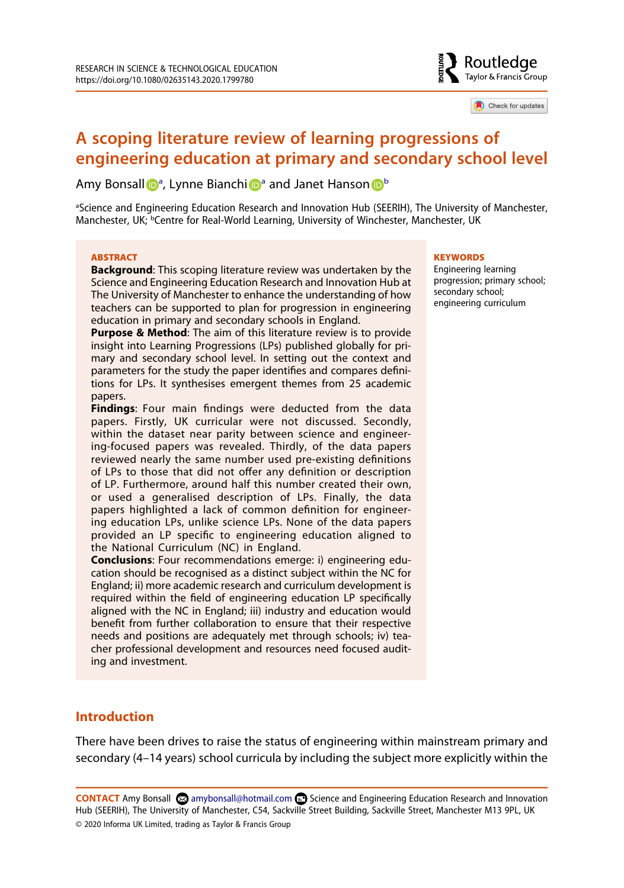# A scoping literature review of learning progressions of engineering education at primary and secondary school level

Amy Bonsall[a], Lynne Bianchi[a] and Janet Hanson[b]

[a]Science and Engineering Education Research and Innovation Hub (SEERIH), The University of Manchester, Manchester, UK; [b]Centre for Real-World Learning, University of Winchester, Manchester, UK

## ABSTRACT

**Background**: This scoping literature review was undertaken by the Science and Engineering Education Research and Innovation Hub at The University of Manchester to enhance the understanding of how teachers can be supported to plan for progression in engineering education in primary and secondary schools in England.

**Purpose & Method**: The aim of this literature review is to provide insight into Learning Progressions (LPs) published globally for primary and secondary school level. In setting out the context and parameters for the study the paper identifies and compares definitions for LPs. It synthesises emergent themes from 25 academic papers.

**Findings**: Four main findings were deducted from the data papers. Firstly, UK curricular were not discussed. Secondly, within the dataset near parity between science and engineering-focused papers was revealed. Thirdly, of the data papers reviewed nearly the same number used pre-existing definitions of LPs to those that did not offer any definition or description of LP. Furthermore, around half this number created their own, or used a generalised description of LPs. Finally, the data papers highlighted a lack of common definition for engineering education LPs, unlike science LPs. None of the data papers provided an LP specific to engineering education aligned to the National Curriculum (NC) in England.

**Conclusions**: Four recommendations emerge: i) engineering education should be recognised as a distinct subject within the NC for England; ii) more academic research and curriculum development is required within the field of engineering education LP specifically aligned with the NC in England; iii) industry and education would benefit from further collaboration to ensure that their respective needs and positions are adequately met through schools; iv) teacher professional development and resources need focused auditing and investment.

## KEYWORDS

Engineering learning progression; primary school; secondary school; engineering curriculum

## Introduction

There have been drives to raise the status of engineering within mainstream primary and secondary (4–14 years) school curricula by including the subject more explicitly within the

**CONTACT** Amy Bonsall amybonsall@hotmail.com Science and Engineering Education Research and Innovation Hub (SEERIH), The University of Manchester, C54, Sackville Street Building, Sackville Street, Manchester M13 9PL, UK

© 2020 Informa UK Limited, trading as Taylor & Francis Group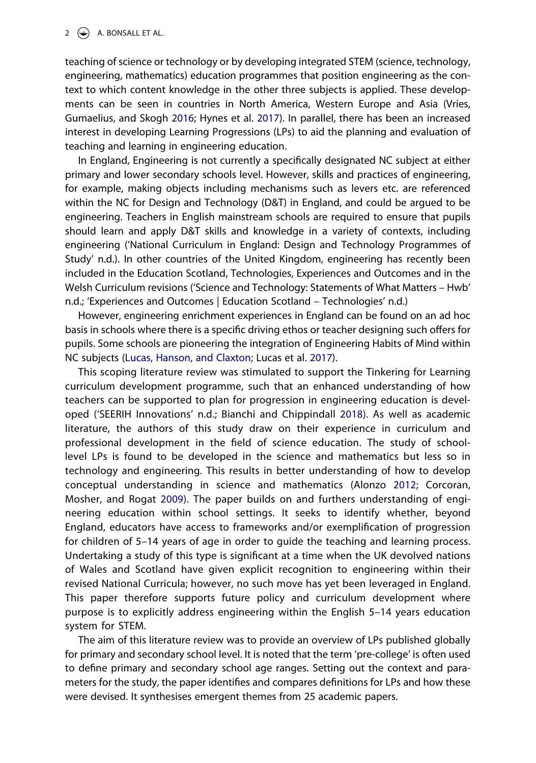teaching of science or technology or by developing integrated STEM (science, technology, engineering, mathematics) education programmes that position engineering as the context to which content knowledge in the other three subjects is applied. These developments can be seen in countries in North America, Western Europe and Asia (Vries, Gumaelius, and Skogh 2016; Hynes et al. 2017). In parallel, there has been an increased interest in developing Learning Progressions (LPs) to aid the planning and evaluation of teaching and learning in engineering education.

In England, Engineering is not currently a specifically designated NC subject at either primary and lower secondary schools level. However, skills and practices of engineering, for example, making objects including mechanisms such as levers etc. are referenced within the NC for Design and Technology (D&T) in England, and could be argued to be engineering. Teachers in English mainstream schools are required to ensure that pupils should learn and apply D&T skills and knowledge in a variety of contexts, including engineering ('National Curriculum in England: Design and Technology Programmes of Study' n.d.). In other countries of the United Kingdom, engineering has recently been included in the Education Scotland, Technologies, Experiences and Outcomes and in the Welsh Curriculum revisions ('Science and Technology: Statements of What Matters – Hwb' n.d.; 'Experiences and Outcomes | Education Scotland – Technologies' n.d.)

However, engineering enrichment experiences in England can be found on an ad hoc basis in schools where there is a specific driving ethos or teacher designing such offers for pupils. Some schools are pioneering the integration of Engineering Habits of Mind within NC subjects (Lucas, Hanson, and Claxton; Lucas et al. 2017).

This scoping literature review was stimulated to support the Tinkering for Learning curriculum development programme, such that an enhanced understanding of how teachers can be supported to plan for progression in engineering education is developed ('SEERIH Innovations' n.d.; Bianchi and Chippindall 2018). As well as academic literature, the authors of this study draw on their experience in curriculum and professional development in the field of science education. The study of school-level LPs is found to be developed in the science and mathematics but less so in technology and engineering. This results in better understanding of how to develop conceptual understanding in science and mathematics (Alonzo 2012; Corcoran, Mosher, and Rogat 2009). The paper builds on and furthers understanding of engineering education within school settings. It seeks to identify whether, beyond England, educators have access to frameworks and/or exemplification of progression for children of 5–14 years of age in order to guide the teaching and learning process. Undertaking a study of this type is significant at a time when the UK devolved nations of Wales and Scotland have given explicit recognition to engineering within their revised National Curricula; however, no such move has yet been leveraged in England. This paper therefore supports future policy and curriculum development where purpose is to explicitly address engineering within the English 5–14 years education system for STEM.

The aim of this literature review was to provide an overview of LPs published globally for primary and secondary school level. It is noted that the term 'pre-college' is often used to define primary and secondary school age ranges. Setting out the context and parameters for the study, the paper identifies and compares definitions for LPs and how these were devised. It synthesises emergent themes from 25 academic papers.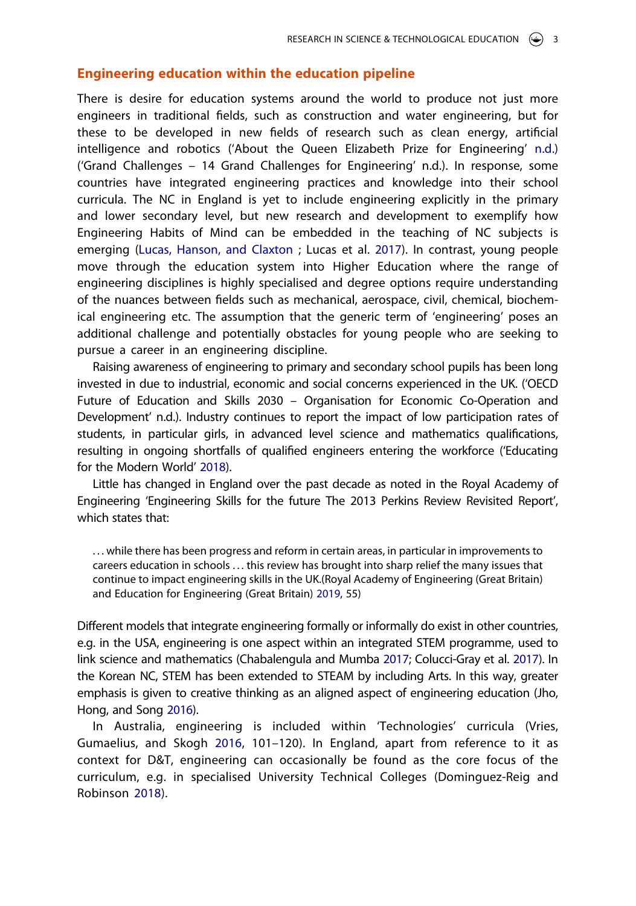## Engineering education within the education pipeline

There is desire for education systems around the world to produce not just more engineers in traditional fields, such as construction and water engineering, but for these to be developed in new fields of research such as clean energy, artificial intelligence and robotics ('About the Queen Elizabeth Prize for Engineering' n.d.) ('Grand Challenges – 14 Grand Challenges for Engineering' n.d.). In response, some countries have integrated engineering practices and knowledge into their school curricula. The NC in England is yet to include engineering explicitly in the primary and lower secondary level, but new research and development to exemplify how Engineering Habits of Mind can be embedded in the teaching of NC subjects is emerging (Lucas, Hanson, and Claxton ; Lucas et al. 2017). In contrast, young people move through the education system into Higher Education where the range of engineering disciplines is highly specialised and degree options require understanding of the nuances between fields such as mechanical, aerospace, civil, chemical, biochemical engineering etc. The assumption that the generic term of 'engineering' poses an additional challenge and potentially obstacles for young people who are seeking to pursue a career in an engineering discipline.

Raising awareness of engineering to primary and secondary school pupils has been long invested in due to industrial, economic and social concerns experienced in the UK. ('OECD Future of Education and Skills 2030 – Organisation for Economic Co-Operation and Development' n.d.). Industry continues to report the impact of low participation rates of students, in particular girls, in advanced level science and mathematics qualifications, resulting in ongoing shortfalls of qualified engineers entering the workforce ('Educating for the Modern World' 2018).

Little has changed in England over the past decade as noted in the Royal Academy of Engineering 'Engineering Skills for the future The 2013 Perkins Review Revisited Report', which states that:

> . . . while there has been progress and reform in certain areas, in particular in improvements to careers education in schools . . . this review has brought into sharp relief the many issues that continue to impact engineering skills in the UK.(Royal Academy of Engineering (Great Britain) and Education for Engineering (Great Britain) 2019, 55)

Different models that integrate engineering formally or informally do exist in other countries, e.g. in the USA, engineering is one aspect within an integrated STEM programme, used to link science and mathematics (Chabalengula and Mumba 2017; Colucci-Gray et al. 2017). In the Korean NC, STEM has been extended to STEAM by including Arts. In this way, greater emphasis is given to creative thinking as an aligned aspect of engineering education (Jho, Hong, and Song 2016).

In Australia, engineering is included within 'Technologies' curricula (Vries, Gumaelius, and Skogh 2016, 101–120). In England, apart from reference to it as context for D&T, engineering can occasionally be found as the core focus of the curriculum, e.g. in specialised University Technical Colleges (Dominguez-Reig and Robinson 2018).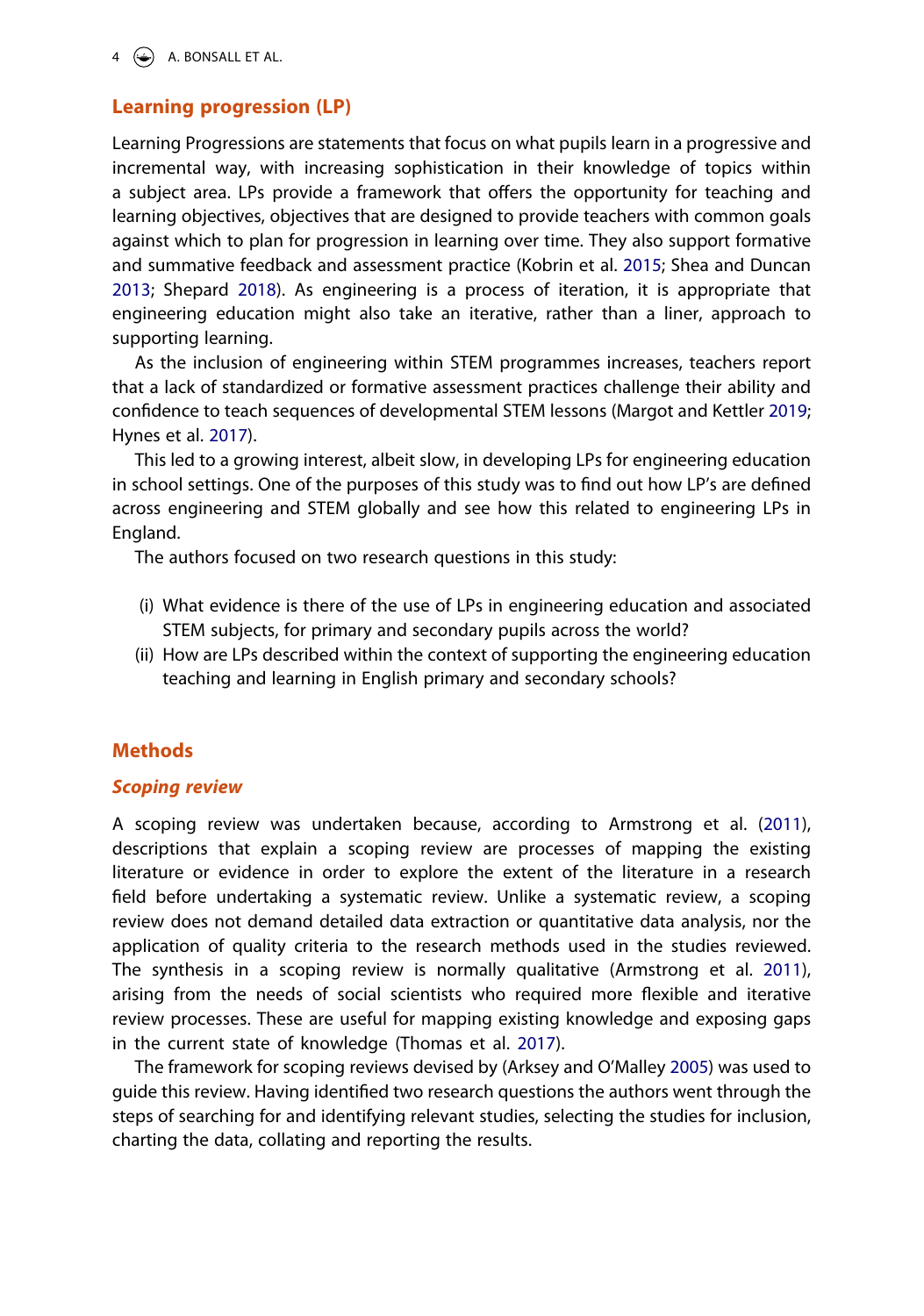## Learning progression (LP)

Learning Progressions are statements that focus on what pupils learn in a progressive and incremental way, with increasing sophistication in their knowledge of topics within a subject area. LPs provide a framework that offers the opportunity for teaching and learning objectives, objectives that are designed to provide teachers with common goals against which to plan for progression in learning over time. They also support formative and summative feedback and assessment practice (Kobrin et al. 2015; Shea and Duncan 2013; Shepard 2018). As engineering is a process of iteration, it is appropriate that engineering education might also take an iterative, rather than a liner, approach to supporting learning.

As the inclusion of engineering within STEM programmes increases, teachers report that a lack of standardized or formative assessment practices challenge their ability and confidence to teach sequences of developmental STEM lessons (Margot and Kettler 2019; Hynes et al. 2017).

This led to a growing interest, albeit slow, in developing LPs for engineering education in school settings. One of the purposes of this study was to find out how LP's are defined across engineering and STEM globally and see how this related to engineering LPs in England.

The authors focused on two research questions in this study:

(i) What evidence is there of the use of LPs in engineering education and associated STEM subjects, for primary and secondary pupils across the world?
(ii) How are LPs described within the context of supporting the engineering education teaching and learning in English primary and secondary schools?

## Methods

### *Scoping review*

A scoping review was undertaken because, according to Armstrong et al. (2011), descriptions that explain a scoping review are processes of mapping the existing literature or evidence in order to explore the extent of the literature in a research field before undertaking a systematic review. Unlike a systematic review, a scoping review does not demand detailed data extraction or quantitative data analysis, nor the application of quality criteria to the research methods used in the studies reviewed. The synthesis in a scoping review is normally qualitative (Armstrong et al. 2011), arising from the needs of social scientists who required more flexible and iterative review processes. These are useful for mapping existing knowledge and exposing gaps in the current state of knowledge (Thomas et al. 2017).

The framework for scoping reviews devised by (Arksey and O'Malley 2005) was used to guide this review. Having identified two research questions the authors went through the steps of searching for and identifying relevant studies, selecting the studies for inclusion, charting the data, collating and reporting the results.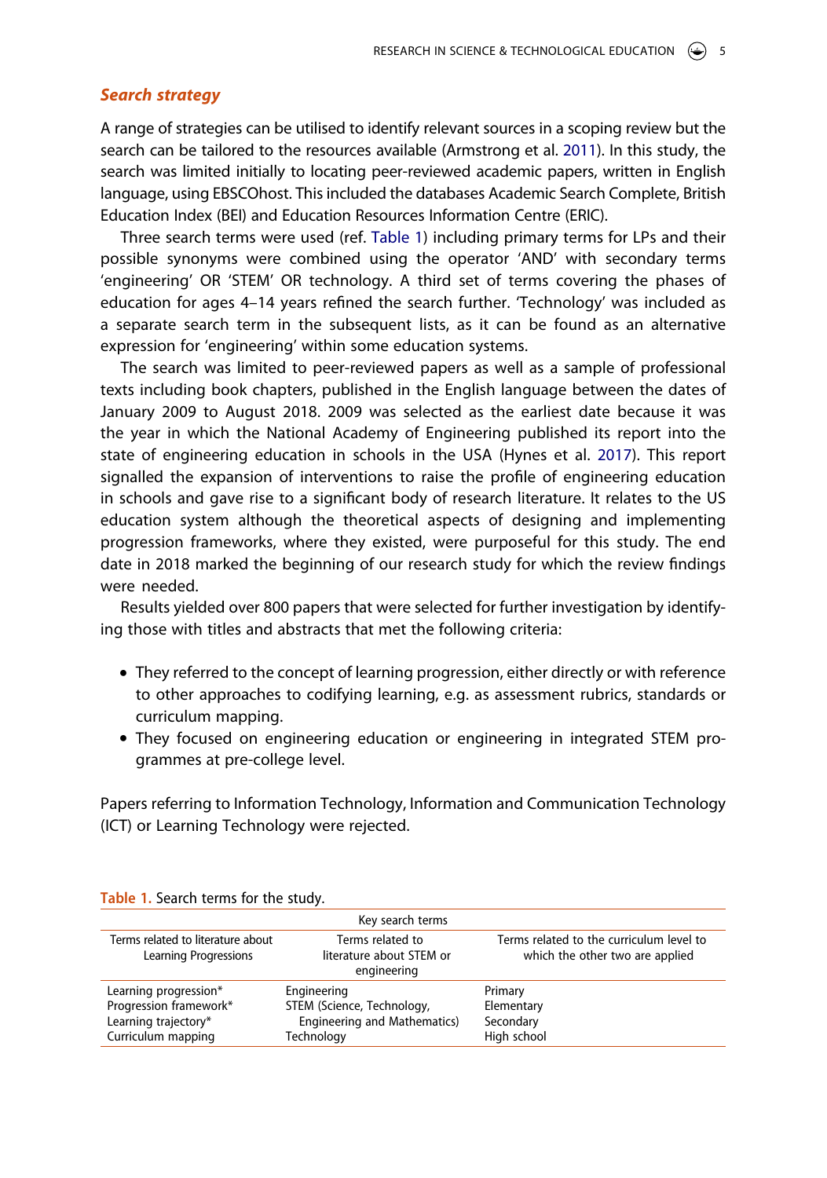### *Search strategy*

A range of strategies can be utilised to identify relevant sources in a scoping review but the search can be tailored to the resources available (Armstrong et al. 2011). In this study, the search was limited initially to locating peer-reviewed academic papers, written in English language, using EBSCOhost. This included the databases Academic Search Complete, British Education Index (BEI) and Education Resources Information Centre (ERIC).

Three search terms were used (ref. Table 1) including primary terms for LPs and their possible synonyms were combined using the operator 'AND' with secondary terms 'engineering' OR 'STEM' OR technology. A third set of terms covering the phases of education for ages 4–14 years refined the search further. 'Technology' was included as a separate search term in the subsequent lists, as it can be found as an alternative expression for 'engineering' within some education systems.

The search was limited to peer-reviewed papers as well as a sample of professional texts including book chapters, published in the English language between the dates of January 2009 to August 2018. 2009 was selected as the earliest date because it was the year in which the National Academy of Engineering published its report into the state of engineering education in schools in the USA (Hynes et al. 2017). This report signalled the expansion of interventions to raise the profile of engineering education in schools and gave rise to a significant body of research literature. It relates to the US education system although the theoretical aspects of designing and implementing progression frameworks, where they existed, were purposeful for this study. The end date in 2018 marked the beginning of our research study for which the review findings were needed.

Results yielded over 800 papers that were selected for further investigation by identifying those with titles and abstracts that met the following criteria:

- They referred to the concept of learning progression, either directly or with reference to other approaches to codifying learning, e.g. as assessment rubrics, standards or curriculum mapping.
- They focused on engineering education or engineering in integrated STEM programmes at pre-college level.

Papers referring to Information Technology, Information and Communication Technology (ICT) or Learning Technology were rejected.

**Table 1.** Search terms for the study.

| Key search terms | | |
|---|---|---|
| Terms related to literature about Learning Progressions | Terms related to literature about STEM or engineering | Terms related to the curriculum level to which the other two are applied |
| Learning progression*<br>Progression framework*<br>Learning trajectory*<br>Curriculum mapping | Engineering<br>STEM (Science, Technology, Engineering and Mathematics)<br>Technology | Primary<br>Elementary<br>Secondary<br>High school |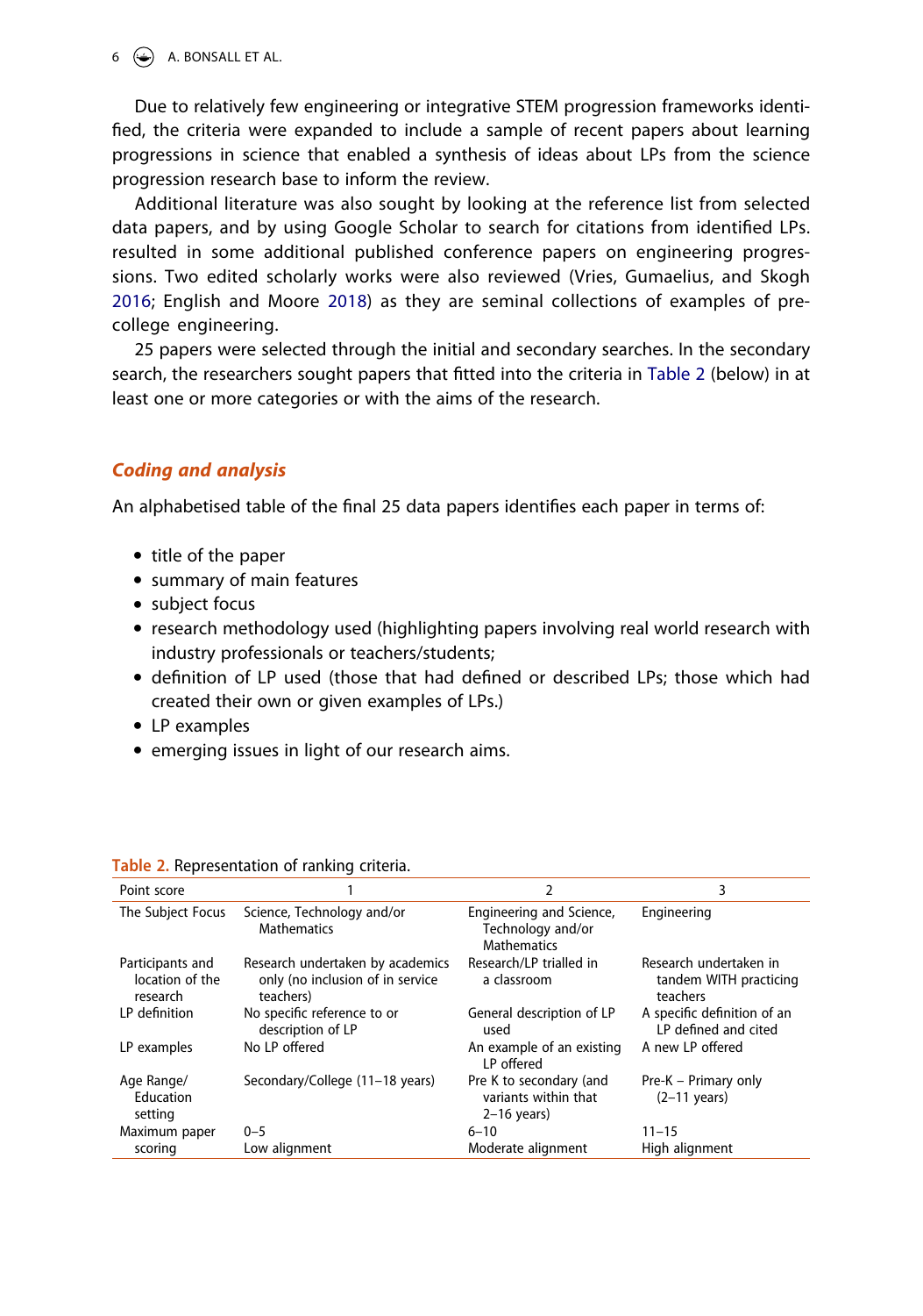Due to relatively few engineering or integrative STEM progression frameworks identified, the criteria were expanded to include a sample of recent papers about learning progressions in science that enabled a synthesis of ideas about LPs from the science progression research base to inform the review.

Additional literature was also sought by looking at the reference list from selected data papers, and by using Google Scholar to search for citations from identified LPs. resulted in some additional published conference papers on engineering progressions. Two edited scholarly works were also reviewed (Vries, Gumaelius, and Skogh 2016; English and Moore 2018) as they are seminal collections of examples of pre-college engineering.

25 papers were selected through the initial and secondary searches. In the secondary search, the researchers sought papers that fitted into the criteria in Table 2 (below) in at least one or more categories or with the aims of the research.

## *Coding and analysis*

An alphabetised table of the final 25 data papers identifies each paper in terms of:

- title of the paper
- summary of main features
- subject focus
- research methodology used (highlighting papers involving real world research with industry professionals or teachers/students;
- definition of LP used (those that had defined or described LPs; those which had created their own or given examples of LPs.)
- LP examples
- emerging issues in light of our research aims.

**Table 2.** Representation of ranking criteria.

| Point score | 1 | 2 | 3 |
|---|---|---|---|
| The Subject Focus | Science, Technology and/or Mathematics | Engineering and Science, Technology and/or Mathematics | Engineering |
| Participants and location of the research | Research undertaken by academics only (no inclusion of in service teachers) | Research/LP trialled in a classroom | Research undertaken in tandem WITH practicing teachers |
| LP definition | No specific reference to or description of LP | General description of LP used | A specific definition of an LP defined and cited |
| LP examples | No LP offered | An example of an existing LP offered | A new LP offered |
| Age Range/ Education setting | Secondary/College (11–18 years) | Pre K to secondary (and variants within that 2–16 years) | Pre-K – Primary only (2–11 years) |
| Maximum paper scoring | 0–5 Low alignment | 6–10 Moderate alignment | 11–15 High alignment |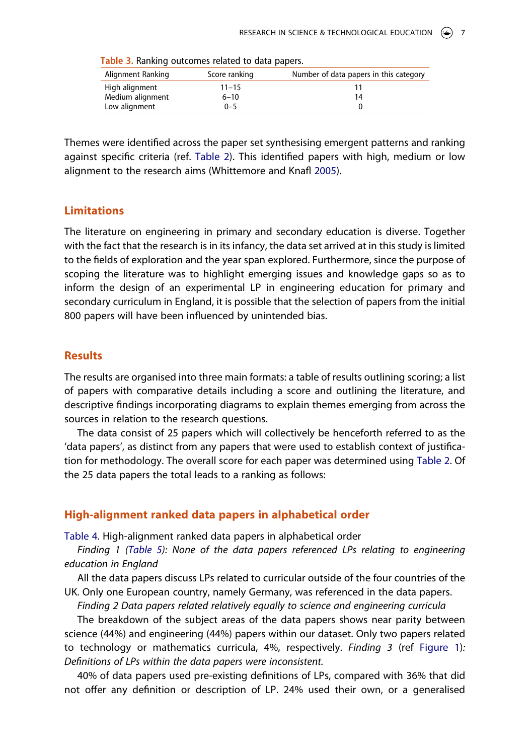Table 3. Ranking outcomes related to data papers.

| Alignment Ranking | Score ranking | Number of data papers in this category |
|---|---|---|
| High alignment | 11–15 | 11 |
| Medium alignment | 6–10 | 14 |
| Low alignment | 0–5 | 0 |

Themes were identified across the paper set synthesising emergent patterns and ranking against specific criteria (ref. Table 2). This identified papers with high, medium or low alignment to the research aims (Whittemore and Knafl 2005).

## Limitations

The literature on engineering in primary and secondary education is diverse. Together with the fact that the research is in its infancy, the data set arrived at in this study is limited to the fields of exploration and the year span explored. Furthermore, since the purpose of scoping the literature was to highlight emerging issues and knowledge gaps so as to inform the design of an experimental LP in engineering education for primary and secondary curriculum in England, it is possible that the selection of papers from the initial 800 papers will have been influenced by unintended bias.

## Results

The results are organised into three main formats: a table of results outlining scoring; a list of papers with comparative details including a score and outlining the literature, and descriptive findings incorporating diagrams to explain themes emerging from across the sources in relation to the research questions.

The data consist of 25 papers which will collectively be henceforth referred to as the 'data papers', as distinct from any papers that were used to establish context of justification for methodology. The overall score for each paper was determined using Table 2. Of the 25 data papers the total leads to a ranking as follows:

## High-alignment ranked data papers in alphabetical order

Table 4. High-alignment ranked data papers in alphabetical order

*Finding 1 (Table 5): None of the data papers referenced LPs relating to engineering education in England*

All the data papers discuss LPs related to curricular outside of the four countries of the UK. Only one European country, namely Germany, was referenced in the data papers.

*Finding 2 Data papers related relatively equally to science and engineering curricula*

The breakdown of the subject areas of the data papers shows near parity between science (44%) and engineering (44%) papers within our dataset. Only two papers related to technology or mathematics curricula, 4%, respectively. *Finding 3* (ref Figure 1)*: Definitions of LPs within the data papers were inconsistent.*

40% of data papers used pre-existing definitions of LPs, compared with 36% that did not offer any definition or description of LP. 24% used their own, or a generalised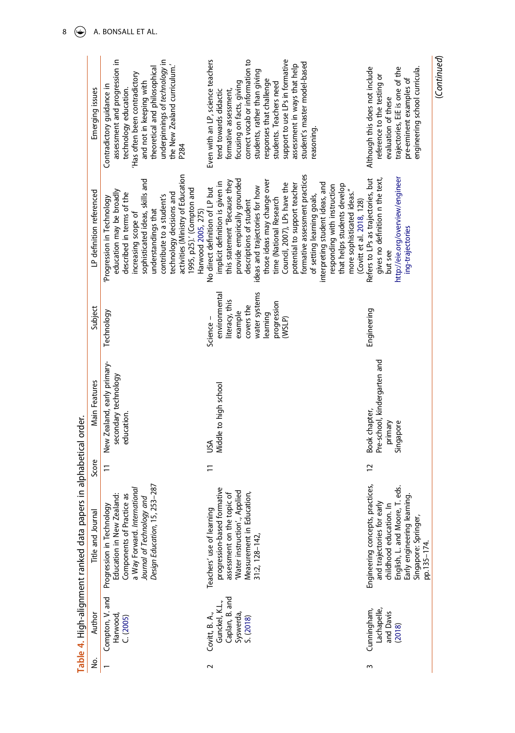Table 4. High-alignment ranked data papers in alphabetical order.

| No. | Author | Title and Journal | Score | Main Features | Subject | LP definition referenced | Emerging issues |
|---|---|---|---|---|---|---|---|
| 1 | Compton, V. and Harwood, C. (2005) | Progression in Technology Education in New Zealand: Components of Practice as a Way Forward. *International Journal of Technology and Design Education*, 15, 253–287 | 11 | New Zealand, early primary-secondary technology education. | Technology | 'Progression in Technology education may be broadly described in terms of the increasing scope of sophisticated ideas, skills and understandings that contribute to a student's technology decisions and activities (Ministry of Education 1995, p25).' (Compton and Harwood 2005, 275) | Contradictory guidance in assessment and progression in technology education. 'Has often been contradictory and not in keeping with theoretical and philosophical underpinnings of *technology* in the New Zealand curriculum.' P284 |
| 2 | Covitt, B. A., Gunckel, K.L., Caplan, B. and Syswerda, S. (2018) | Teachers' use of learning progression-based formative assessment on the topic of 'Water instruction'., Applied Measurement in Education, 31:2, 128–142, | 11 | USA Middle to high school | Science – environmental literacy, this example covers the water systems learning progression (WSLP) | No direct definition of LP but implicit definition is given in this statement "Because they provide empirically grounded descriptions of student ideas and trajectories for how those ideas may change over time (National Research Council, 2007), LPs have the potential to support teacher formative assessment practices of setting learning goals, interpreting student ideas, and responding with instruction that helps students develop more sophisticated ideas." (Covitt et al. 2018, 128) | Even with an LP, science teachers tend towards didactic formative assessment, focusing on facts, giving correct vocab or information to students, rather than giving responses that challenge students. Teachers need support to use LPs in formative assessment in ways that help student's master model-based reasoning. |
| 3 | Cunningham, Lachapelle, and Davis (2018) | Engineering concepts, practices, and trajectories for early childhood education. In English, L. and Moore, T. eds. Early engineering learning. Singapore: Springer, pp.135–174. | 12 | Book chapter, Pre-school, kindergarten and primary Singapore | Engineering | Refers to LPs as trajectories, but gives no definition n the text, but see http://eie.org/overview/engineering-trajectories | Although this does not include reference to the testing or evaluation of these trajectories, EiE is one of the pre-eminent examples of engineering school curricula. |

(Continued)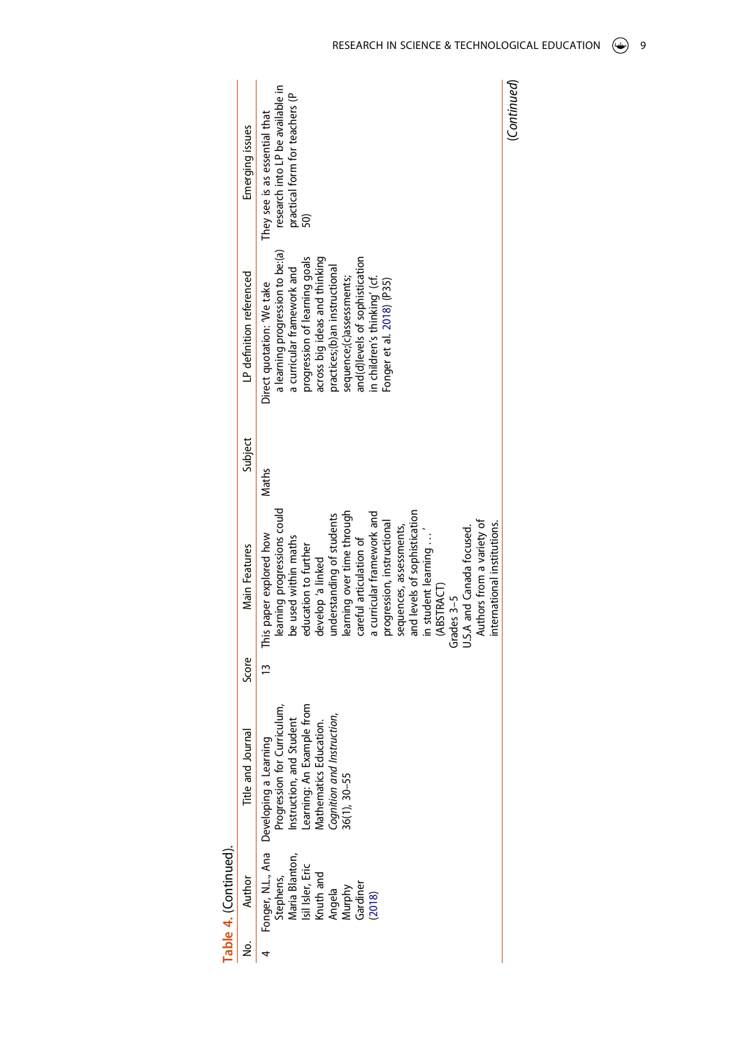**Table 4.** (Continued).

| No. | Author | Title and Journal | Score | Main Features | Subject | LP definition referenced | Emerging issues |
|---|---|---|---|---|---|---|---|
| 4 | Fonger, N.L., Ana Stephens, Maria Blanton, Isil Isler, Eric Knuth and Angela Murphy Gardiner (2018) | Developing a Learning Progression for Curriculum, Instruction, and Student Learning: An Example from Mathematics Education. *Cognition and Instruction*, 36(1), 30–55 | 13 | This paper explored how learning progressions could be used within maths education to further develop 'a linked understanding of students learning over time through careful articulation of a curricular framework and progression, instructional sequences, assessments, and levels of sophistication in student learning …' (ABSTRACT) Grades 3–5 U.S.A and Canada focused. Authors from a variety of international institutions. | Maths | Direct quotation: 'We take a learning progression to be:(a) a curricular framework and progression of learning goals across big ideas and thinking practices;(b)an instructional sequence;(c)assessments; and(d)levels of sophistication in children's thinking' (cf. Fonger et al. 2018) (P35) | They see is as essential that research into LP be available in practical form for teachers (P 50) |

(*Continued*)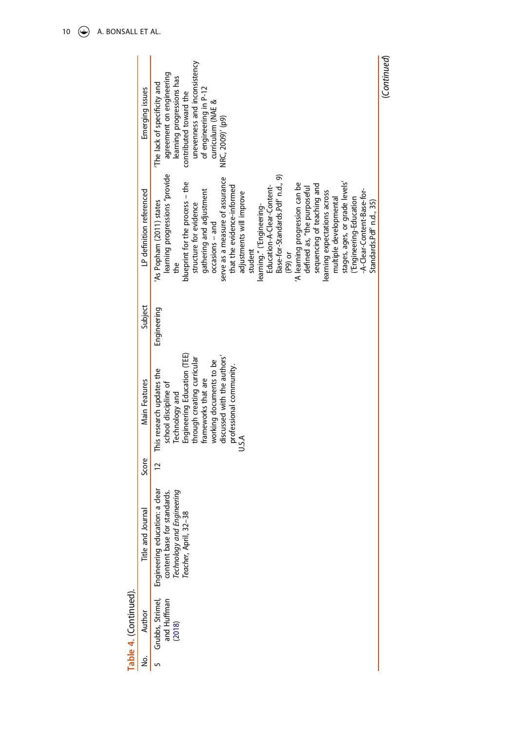**Table 4.** (Continued).

| No. | Author | Title and Journal | Score | Main Features | Subject | LP definition referenced | Emerging issues |
|---|---|---|---|---|---|---|---|
| 5 | Grubbs, Strimel, and Huffman (2018) | Engineering education: a clear content base for standards. *Technology and Engineering Teacher*, April, 32–38 | 12 | This research updates the school discipline of Technology and Engineering Education (TEE) through creating curricular frameworks that are working documents to be discussed with the authors' professional community. U.S.A | Engineering | 'As Popham (2011) states learning progressions "provide the blueprint for the process – the structure for evidence gathering and adjustment occasions – and serve as a measure of assurance that the evidence-informed adjustments will improve student learning." ('Engineering-Education-A-Clear-Content-Base-for-Standards.Pdf' n.d., 9) (P9) or 'A learning progression can be defined as, "the purposeful sequencing of teaching and learning expectations across multiple developmental stages, ages, or grade levels' ('Engineering-Education-A-Clear-Content-Base-for-Standards.Pdf' n.d., 35) | 'The lack of specificity and agreement on engineering learning progressions has contributed toward the unevenness and inconsistency of engineering in P-12 curriculum (NAE & NRC, 2009)' (p9) |

(*Continued*)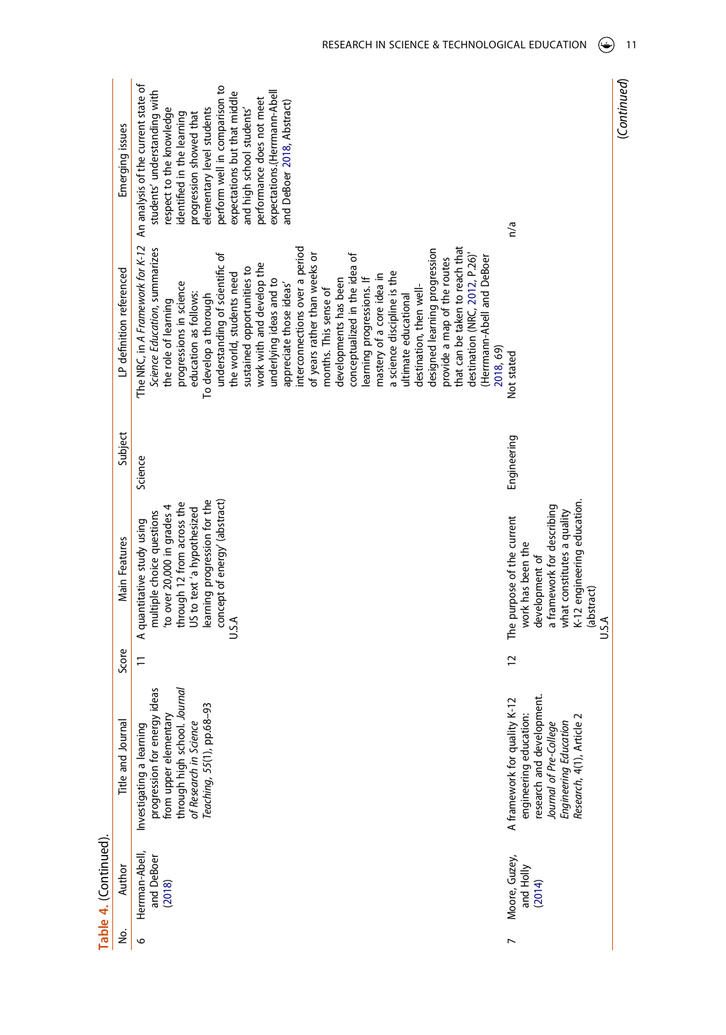**Table 4.** (Continued).

| No. | Author | Title and Journal | Score | Main Features | Subject | LP definition referenced | Emerging issues |
|---|---|---|---|---|---|---|---|
| 6 | Herrman-Abell, and DeBoer (2018) | Investigating a learning progression for energy ideas from upper elementary through high school. *Journal of Research in Science Teaching*, *55*(1), pp.68–93 | 11 | A quantitative study using multiple choice questions 'to over 20,000 in grades 4 through 12 from across the US to text 'a hypothesized learning progression for the concept of energy' (abstract) U.S.A | Science | 'The NRC, in *A Framework for K-12 Science Education*, summarizes the role of learning progressions in science education as follows: To develop a thorough understanding of scientific of the world, students need sustained opportunities to work with and develop the underlying ideas and to appreciate those ideas' interconnections over a period of years rather than weeks or months. This sense of developments has been conceptualized in the idea of learning progressions. If mastery of a core idea in a science discipline is the ultimate educational destination, then well-designed learning progression provide a map of the routes that can be taken to reach that destination (NRC, 2012, P.26)' (Herrmann-Abell and DeBoer 2018, 69) | An analysis of the current state of students' understanding with respect to the knowledge identified in the learning progression showed that elementary level students perform well in comparison to expectations but that middle and high school students' performance does not meet expectations.(Herrmann-Abell and DeBoer 2018, Abstract) |
| 7 | Moore, Guzey, and Holly (2014) | A framework for quality K-12 engineering education: research and development. *Journal of Pre-College Engineering Education Research*, 4(1), Article 2 | 12 | The purpose of the current work has been the development of a framework for describing what constitutes a quality K-12 engineering education. (abstract) U.S.A | Engineering | Not stated | n/a |

(*Continued*)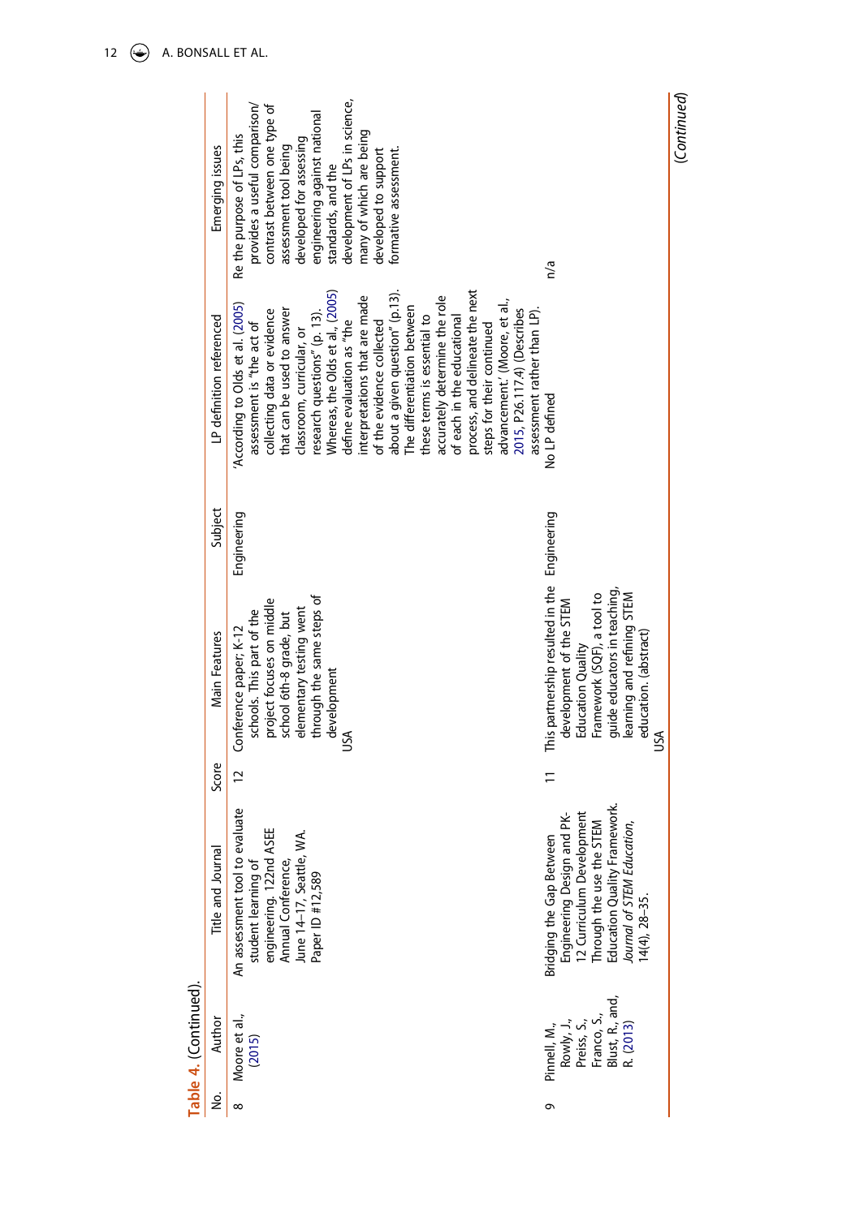**Table 4.** (Continued).

| No. | Author | Title and Journal | Score | Main Features | Subject | LP definition referenced | Emerging issues |
|---|---|---|---|---|---|---|---|
| 8 | Moore et al., (2015) | An assessment tool to evaluate student learning of engineering. 122nd ASEE Annual Conference, June 14–17, Seattle, WA. Paper ID #12,589 | 12 | Conference paper; K-12 schools. This part of the project focuses on middle school 6th-8 grade, but elementary testing went through the same steps of development USA | Engineering | 'According to Olds et al. (2005) assessment is "the act of collecting data or evidence that can be used to answer classroom, curricular, or research questions" (p. 13). Whereas, the Olds et al., (2005) define evaluation as "the interpretations that are made of the evidence collected about a given question" (p.13). The differentiation between these terms is essential to accurately determine the role of each in the educational process, and delineate the next steps for their continued advancement.' (Moore, et al., 2015, P26.117.4) (Describes assessment rather than LP). | Re the purpose of LPs, this provides a useful comparison/ contrast between one type of assessment tool being developed for assessing engineering against national standards, and the development of LPs in science, many of which are being developed to support formative assessment. |
| 9 | Pinnell, M., Rowly, J., Preiss, S., Franco, S., Blust, R., and, R. (2013) | Bridging the Gap Between Engineering Design and PK-12 Curriculum Development Through the use the STEM Education Quality Framework. *Journal of STEM Education*, 14(4), 28–35. | 11 | This partnership resulted in the development of the STEM Education Quality Framework (SQF), a tool to guide educators in teaching, learning and refining STEM education. (abstract) USA | Engineering | No LP defined | n/a |

(Continued)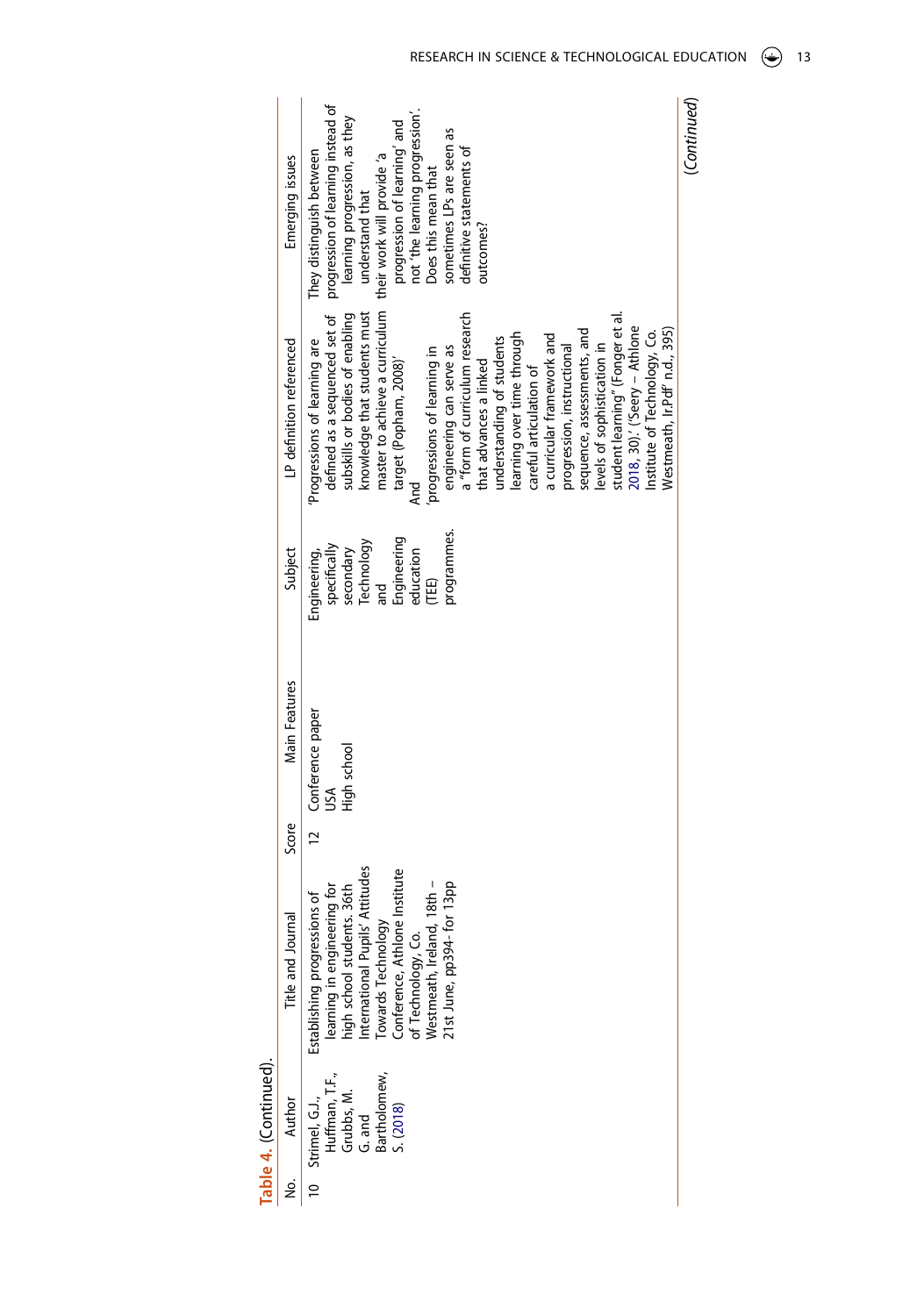**Table 4.** (Continued).

| No. | Author | Title and Journal | Score | Main Features | Subject | LP definition referenced | Emerging issues |
|---|---|---|---|---|---|---|---|
| 10 | Strimel, G.J., Huffman, T.F., Grubbs, M. G. and Bartholomew, S. (2018) | Establishing progressions of learning in engineering for high school students. 36th International Pupils' Attitudes Towards Technology Conference, Athlone Institute of Technology, Co. Westmeath, Ireland, 18th – 21st June, pp394- for 13pp | 12 | Conference paper<br>USA<br>High school | Engineering, specifically secondary Technology and Engineering education (TEE) programmes. | 'Progressions of learning are defined as a sequenced set of subskills or bodies of enabling knowledge that students must master to achieve a curriculum target (Popham, 2008)'<br>And<br>'progressions of learning in engineering can serve as a "form of curriculum research that advances a linked understanding of students learning over time through careful articulation of a curricular framework and progression, instructional sequence, assessments, and levels of sophistication in student learning" (Fonger et al. 2018, 30).' ('Seery – Athlone Institute of Technology, Co. Westmeath, Ir.Pdf' n.d., 395) | They distinguish between progression of learning instead of learning progression, as they understand that their work will provide 'a progression of learning' and not 'the learning progression'. Does this mean that sometimes LPs are seen as definitive statements of outcomes? |

(*Continued*)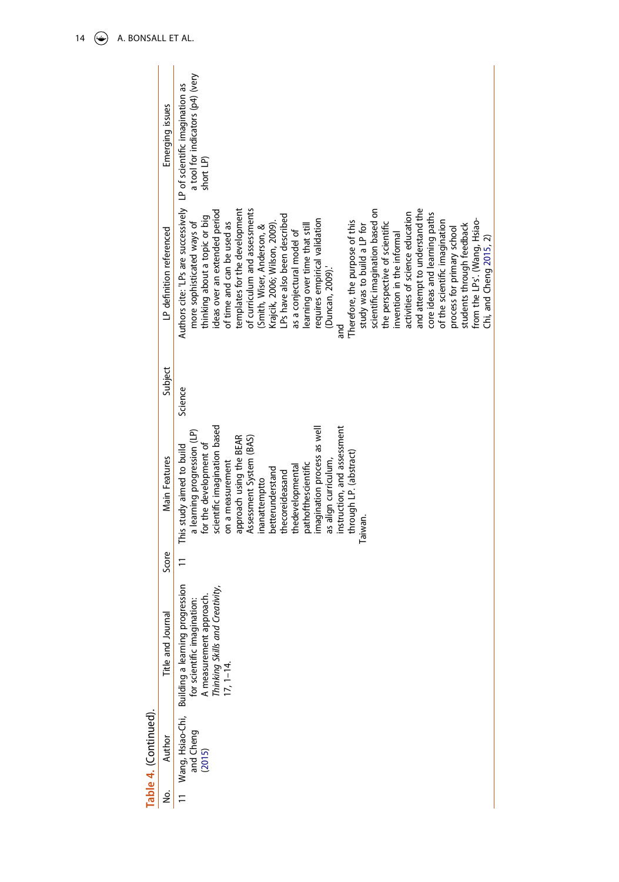**Table 4.** (Continued).

| No. | Author | Title and Journal | Score | Main Features | Subject | LP definition referenced | Emerging issues |
|---|---|---|---|---|---|---|---|
| 11 | Wang, Hsiao-Chi, and Cheng (2015) | Building a learning progression for scientific imagination: A measurement approach. *Thinking Skills and Creativity*, 17, 1–14. | 11 | This study aimed to build a learning progression (LP) for the development of scientific imagination based on a measurement approach using the BEAR Assessment System (BAS) inanattemptto betterunderstand thecoreideasand thedevelopmental pathofthescientific imagination process as well as align curriculum, instruction, and assessment through LP. (abstract) Taiwan. | Science | Authors cite: 'LPs are successively more sophisticated ways of thinking about a topic or big ideas over an extended period of time and can be used as templates for the development of curriculum and assessments (Smith, Wiser, Anderson, & Krajcik, 2006; Wilson, 2009). LPs have also been described as a conjectural model of learning over time that still requires empirical validation (Duncan, 2009).' and 'Therefore, the purpose of this study was to build a LP for scientific imagination based on the perspective of scientific invention in the informal activities of science education and attempt to understand the core ideas and learning paths of the scientific imagination process for primary school students through feedback from the LPs'. (Wang, Hsiao-Chi, and Cheng 2015, 2) | LP of scientific imagination as a tool for indicators (p4) (very short LP) |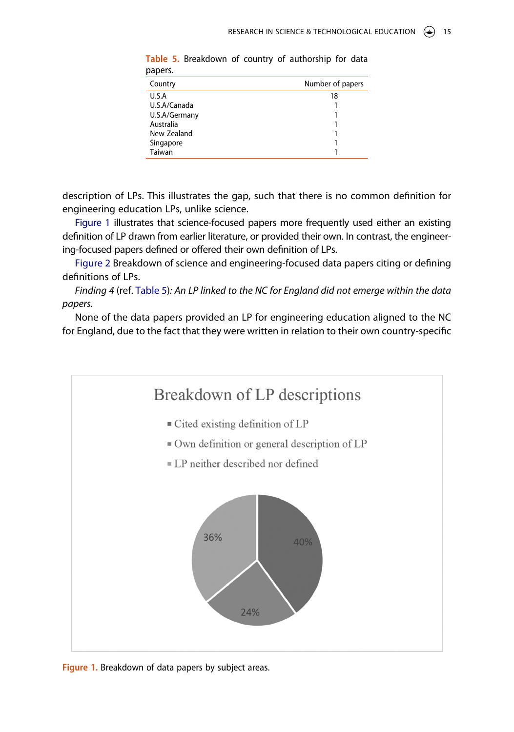**Table 5.** Breakdown of country of authorship for data papers.

| Country | Number of papers |
| --- | --- |
| U.S.A | 18 |
| U.S.A/Canada | 1 |
| U.S.A/Germany | 1 |
| Australia | 1 |
| New Zealand | 1 |
| Singapore | 1 |
| Taiwan | 1 |

description of LPs. This illustrates the gap, such that there is no common definition for engineering education LPs, unlike science.

Figure 1 illustrates that science-focused papers more frequently used either an existing definition of LP drawn from earlier literature, or provided their own. In contrast, the engineering-focused papers defined or offered their own definition of LPs.

Figure 2 Breakdown of science and engineering-focused data papers citing or defining definitions of LPs.

*Finding 4* (ref. Table 5)*: An LP linked to the NC for England did not emerge within the data papers.*

None of the data papers provided an LP for engineering education aligned to the NC for England, due to the fact that they were written in relation to their own country-specific

Breakdown of LP descriptions

- Cited existing definition of LP
- Own definition or general description of LP
- LP neither described nor defined

40%, 24%, 36%

**Figure 1.** Breakdown of data papers by subject areas.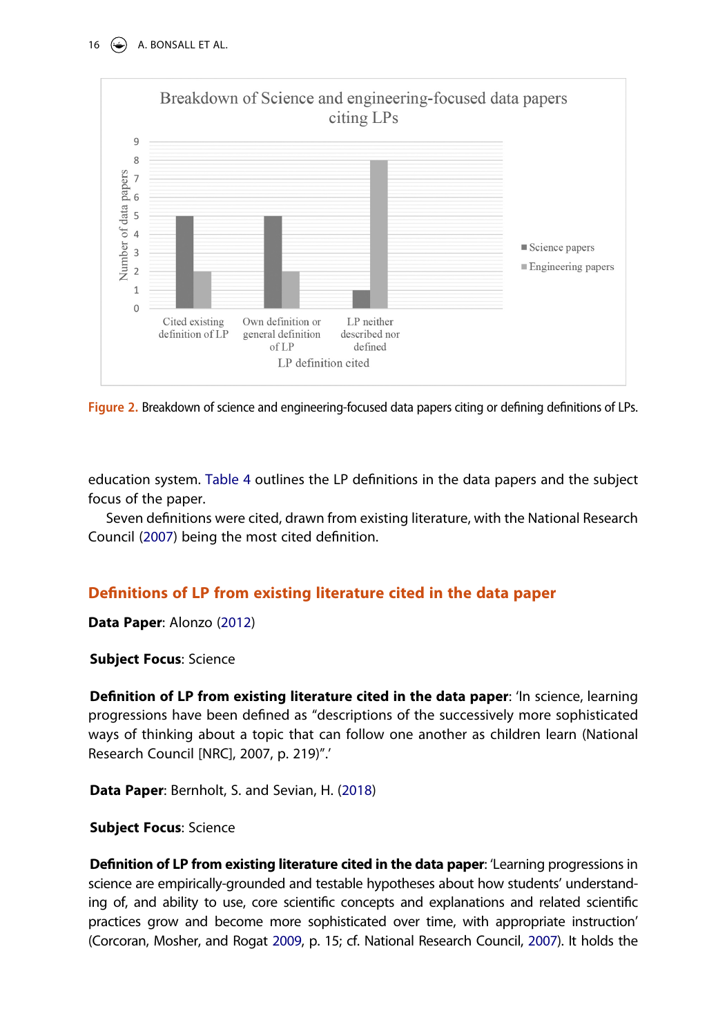Figure 2. Breakdown of science and engineering-focused data papers citing or defining definitions of LPs.

education system. Table 4 outlines the LP definitions in the data papers and the subject focus of the paper.

Seven definitions were cited, drawn from existing literature, with the National Research Council (2007) being the most cited definition.

## Definitions of LP from existing literature cited in the data paper

**Data Paper**: Alonzo (2012)

**Subject Focus**: Science

**Definition of LP from existing literature cited in the data paper**: 'In science, learning progressions have been defined as "descriptions of the successively more sophisticated ways of thinking about a topic that can follow one another as children learn (National Research Council [NRC], 2007, p. 219)".'

**Data Paper**: Bernholt, S. and Sevian, H. (2018)

**Subject Focus**: Science

**Definition of LP from existing literature cited in the data paper**: 'Learning progressions in science are empirically-grounded and testable hypotheses about how students' understanding of, and ability to use, core scientific concepts and explanations and related scientific practices grow and become more sophisticated over time, with appropriate instruction' (Corcoran, Mosher, and Rogat 2009, p. 15; cf. National Research Council, 2007). It holds the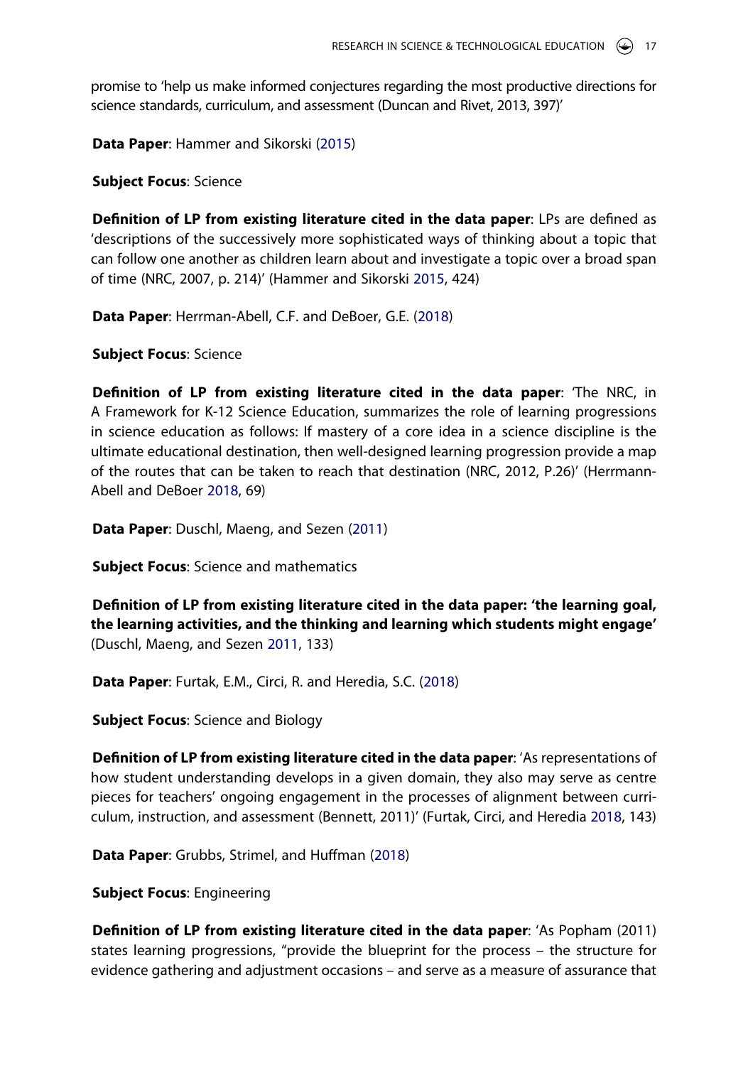promise to 'help us make informed conjectures regarding the most productive directions for science standards, curriculum, and assessment (Duncan and Rivet, 2013, 397)'

**Data Paper**: Hammer and Sikorski (2015)

**Subject Focus**: Science

**Definition of LP from existing literature cited in the data paper**: LPs are defined as 'descriptions of the successively more sophisticated ways of thinking about a topic that can follow one another as children learn about and investigate a topic over a broad span of time (NRC, 2007, p. 214)' (Hammer and Sikorski 2015, 424)

**Data Paper**: Herrman-Abell, C.F. and DeBoer, G.E. (2018)

**Subject Focus**: Science

**Definition of LP from existing literature cited in the data paper**: 'The NRC, in A Framework for K-12 Science Education, summarizes the role of learning progressions in science education as follows: If mastery of a core idea in a science discipline is the ultimate educational destination, then well-designed learning progression provide a map of the routes that can be taken to reach that destination (NRC, 2012, P.26)' (Herrmann-Abell and DeBoer 2018, 69)

**Data Paper**: Duschl, Maeng, and Sezen (2011)

**Subject Focus**: Science and mathematics

**Definition of LP from existing literature cited in the data paper: 'the learning goal, the learning activities, and the thinking and learning which students might engage'** (Duschl, Maeng, and Sezen 2011, 133)

**Data Paper**: Furtak, E.M., Circi, R. and Heredia, S.C. (2018)

**Subject Focus**: Science and Biology

**Definition of LP from existing literature cited in the data paper**: 'As representations of how student understanding develops in a given domain, they also may serve as centre pieces for teachers' ongoing engagement in the processes of alignment between curriculum, instruction, and assessment (Bennett, 2011)' (Furtak, Circi, and Heredia 2018, 143)

**Data Paper**: Grubbs, Strimel, and Huffman (2018)

**Subject Focus**: Engineering

**Definition of LP from existing literature cited in the data paper**: 'As Popham (2011) states learning progressions, "provide the blueprint for the process – the structure for evidence gathering and adjustment occasions – and serve as a measure of assurance that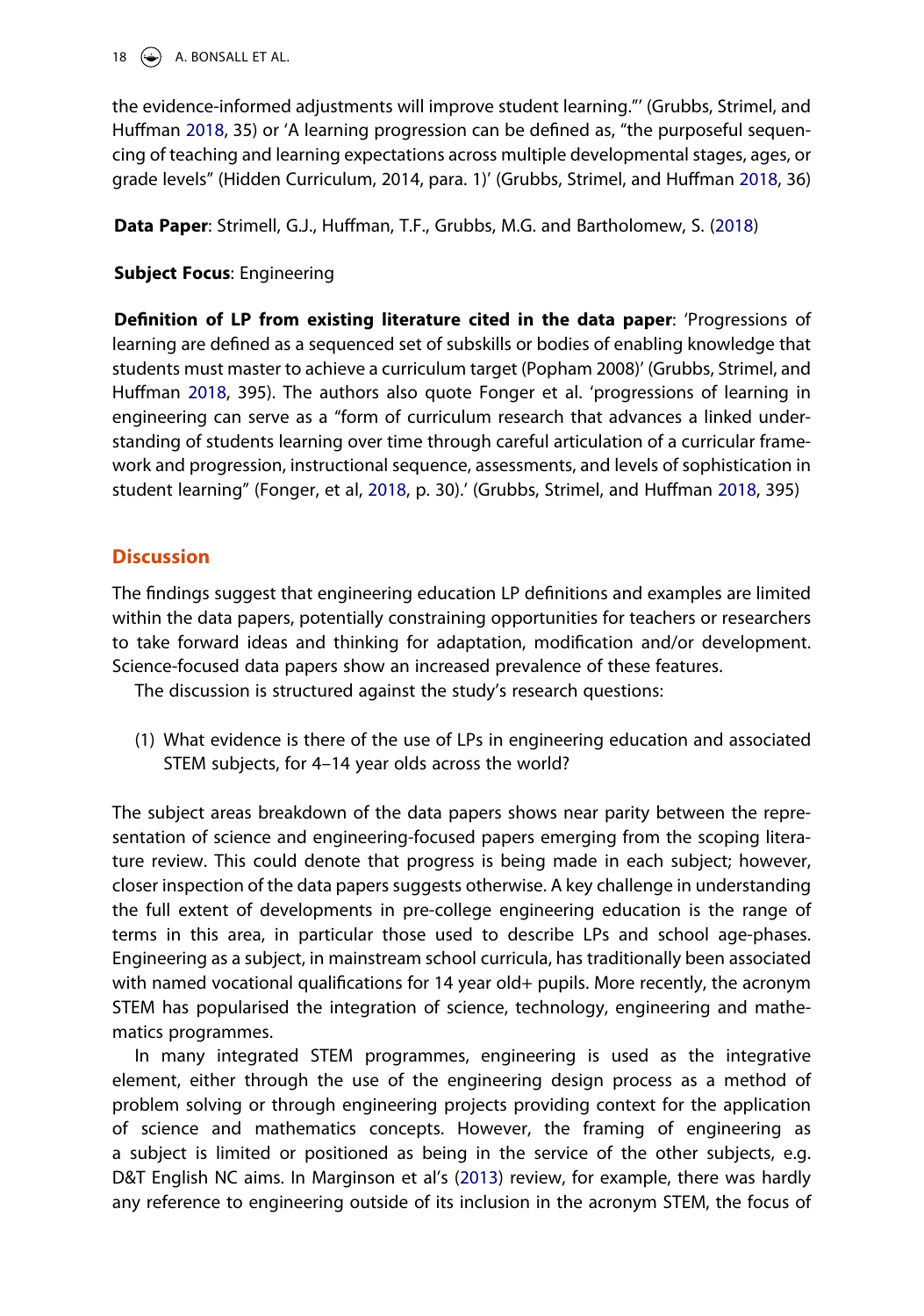the evidence-informed adjustments will improve student learning."' (Grubbs, Strimel, and Huffman 2018, 35) or 'A learning progression can be defined as, "the purposeful sequencing of teaching and learning expectations across multiple developmental stages, ages, or grade levels" (Hidden Curriculum, 2014, para. 1)' (Grubbs, Strimel, and Huffman 2018, 36)

**Data Paper**: Strimell, G.J., Huffman, T.F., Grubbs, M.G. and Bartholomew, S. (2018)

**Subject Focus**: Engineering

**Definition of LP from existing literature cited in the data paper**: 'Progressions of learning are defined as a sequenced set of subskills or bodies of enabling knowledge that students must master to achieve a curriculum target (Popham 2008)' (Grubbs, Strimel, and Huffman 2018, 395). The authors also quote Fonger et al. 'progressions of learning in engineering can serve as a "form of curriculum research that advances a linked understanding of students learning over time through careful articulation of a curricular framework and progression, instructional sequence, assessments, and levels of sophistication in student learning" (Fonger, et al, 2018, p. 30).' (Grubbs, Strimel, and Huffman 2018, 395)

## Discussion

The findings suggest that engineering education LP definitions and examples are limited within the data papers, potentially constraining opportunities for teachers or researchers to take forward ideas and thinking for adaptation, modification and/or development. Science-focused data papers show an increased prevalence of these features.

The discussion is structured against the study's research questions:

(1) What evidence is there of the use of LPs in engineering education and associated STEM subjects, for 4–14 year olds across the world?

The subject areas breakdown of the data papers shows near parity between the representation of science and engineering-focused papers emerging from the scoping literature review. This could denote that progress is being made in each subject; however, closer inspection of the data papers suggests otherwise. A key challenge in understanding the full extent of developments in pre-college engineering education is the range of terms in this area, in particular those used to describe LPs and school age-phases. Engineering as a subject, in mainstream school curricula, has traditionally been associated with named vocational qualifications for 14 year old+ pupils. More recently, the acronym STEM has popularised the integration of science, technology, engineering and mathematics programmes.

In many integrated STEM programmes, engineering is used as the integrative element, either through the use of the engineering design process as a method of problem solving or through engineering projects providing context for the application of science and mathematics concepts. However, the framing of engineering as a subject is limited or positioned as being in the service of the other subjects, e.g. D&T English NC aims. In Marginson et al's (2013) review, for example, there was hardly any reference to engineering outside of its inclusion in the acronym STEM, the focus of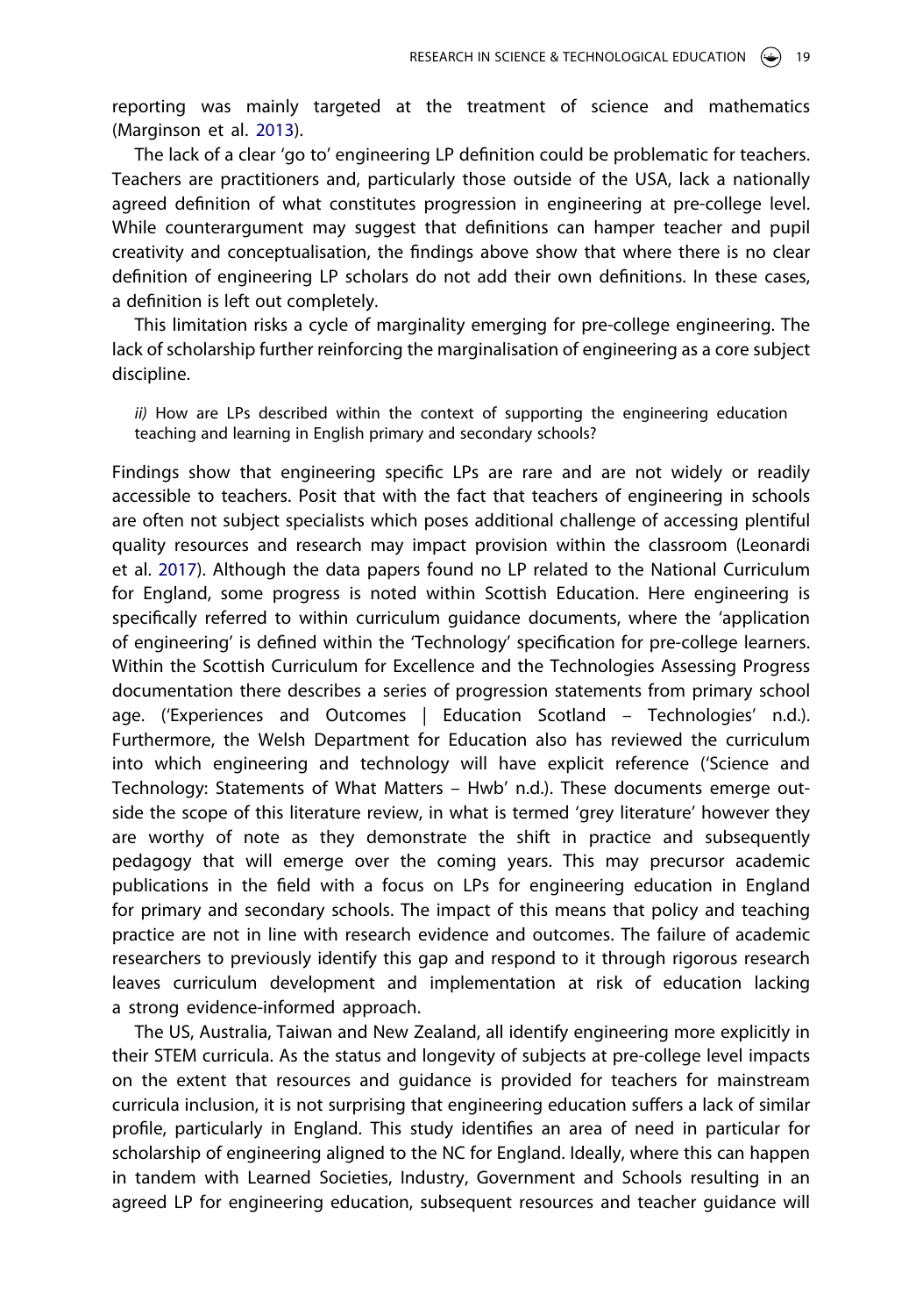reporting was mainly targeted at the treatment of science and mathematics (Marginson et al. 2013).

The lack of a clear 'go to' engineering LP definition could be problematic for teachers. Teachers are practitioners and, particularly those outside of the USA, lack a nationally agreed definition of what constitutes progression in engineering at pre-college level. While counterargument may suggest that definitions can hamper teacher and pupil creativity and conceptualisation, the findings above show that where there is no clear definition of engineering LP scholars do not add their own definitions. In these cases, a definition is left out completely.

This limitation risks a cycle of marginality emerging for pre-college engineering. The lack of scholarship further reinforcing the marginalisation of engineering as a core subject discipline.

> *ii)* How are LPs described within the context of supporting the engineering education teaching and learning in English primary and secondary schools?

Findings show that engineering specific LPs are rare and are not widely or readily accessible to teachers. Posit that with the fact that teachers of engineering in schools are often not subject specialists which poses additional challenge of accessing plentiful quality resources and research may impact provision within the classroom (Leonardi et al. 2017). Although the data papers found no LP related to the National Curriculum for England, some progress is noted within Scottish Education. Here engineering is specifically referred to within curriculum guidance documents, where the 'application of engineering' is defined within the 'Technology' specification for pre-college learners. Within the Scottish Curriculum for Excellence and the Technologies Assessing Progress documentation there describes a series of progression statements from primary school age. ('Experiences and Outcomes | Education Scotland – Technologies' n.d.). Furthermore, the Welsh Department for Education also has reviewed the curriculum into which engineering and technology will have explicit reference ('Science and Technology: Statements of What Matters – Hwb' n.d.). These documents emerge outside the scope of this literature review, in what is termed 'grey literature' however they are worthy of note as they demonstrate the shift in practice and subsequently pedagogy that will emerge over the coming years. This may precursor academic publications in the field with a focus on LPs for engineering education in England for primary and secondary schools. The impact of this means that policy and teaching practice are not in line with research evidence and outcomes. The failure of academic researchers to previously identify this gap and respond to it through rigorous research leaves curriculum development and implementation at risk of education lacking a strong evidence-informed approach.

The US, Australia, Taiwan and New Zealand, all identify engineering more explicitly in their STEM curricula. As the status and longevity of subjects at pre-college level impacts on the extent that resources and guidance is provided for teachers for mainstream curricula inclusion, it is not surprising that engineering education suffers a lack of similar profile, particularly in England. This study identifies an area of need in particular for scholarship of engineering aligned to the NC for England. Ideally, where this can happen in tandem with Learned Societies, Industry, Government and Schools resulting in an agreed LP for engineering education, subsequent resources and teacher guidance will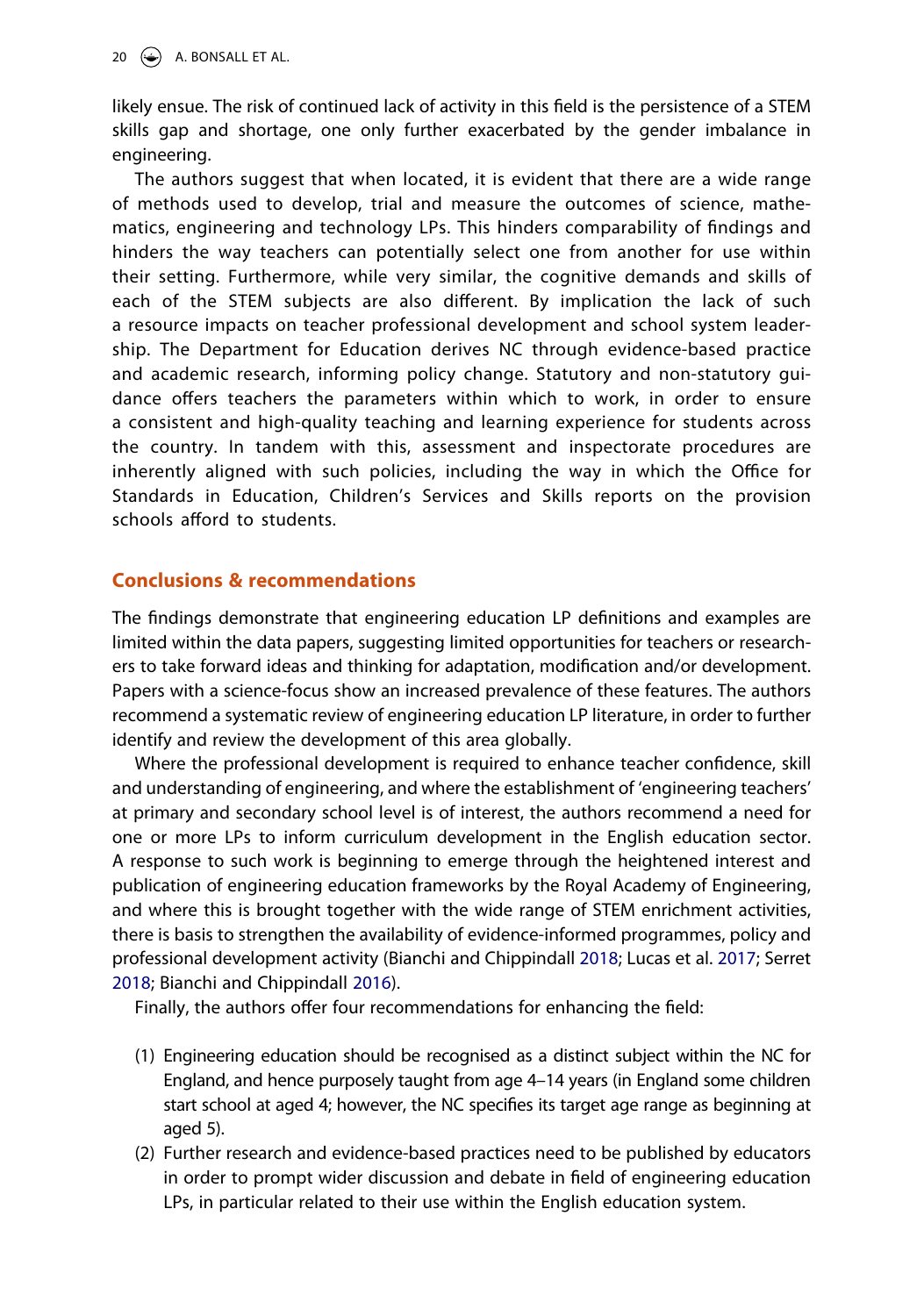likely ensue. The risk of continued lack of activity in this field is the persistence of a STEM skills gap and shortage, one only further exacerbated by the gender imbalance in engineering.

The authors suggest that when located, it is evident that there are a wide range of methods used to develop, trial and measure the outcomes of science, mathematics, engineering and technology LPs. This hinders comparability of findings and hinders the way teachers can potentially select one from another for use within their setting. Furthermore, while very similar, the cognitive demands and skills of each of the STEM subjects are also different. By implication the lack of such a resource impacts on teacher professional development and school system leadership. The Department for Education derives NC through evidence-based practice and academic research, informing policy change. Statutory and non-statutory guidance offers teachers the parameters within which to work, in order to ensure a consistent and high-quality teaching and learning experience for students across the country. In tandem with this, assessment and inspectorate procedures are inherently aligned with such policies, including the way in which the Office for Standards in Education, Children's Services and Skills reports on the provision schools afford to students.

## Conclusions & recommendations

The findings demonstrate that engineering education LP definitions and examples are limited within the data papers, suggesting limited opportunities for teachers or researchers to take forward ideas and thinking for adaptation, modification and/or development. Papers with a science-focus show an increased prevalence of these features. The authors recommend a systematic review of engineering education LP literature, in order to further identify and review the development of this area globally.

Where the professional development is required to enhance teacher confidence, skill and understanding of engineering, and where the establishment of 'engineering teachers' at primary and secondary school level is of interest, the authors recommend a need for one or more LPs to inform curriculum development in the English education sector. A response to such work is beginning to emerge through the heightened interest and publication of engineering education frameworks by the Royal Academy of Engineering, and where this is brought together with the wide range of STEM enrichment activities, there is basis to strengthen the availability of evidence-informed programmes, policy and professional development activity (Bianchi and Chippindall 2018; Lucas et al. 2017; Serret 2018; Bianchi and Chippindall 2016).

Finally, the authors offer four recommendations for enhancing the field:

(1) Engineering education should be recognised as a distinct subject within the NC for England, and hence purposely taught from age 4–14 years (in England some children start school at aged 4; however, the NC specifies its target age range as beginning at aged 5).
(2) Further research and evidence-based practices need to be published by educators in order to prompt wider discussion and debate in field of engineering education LPs, in particular related to their use within the English education system.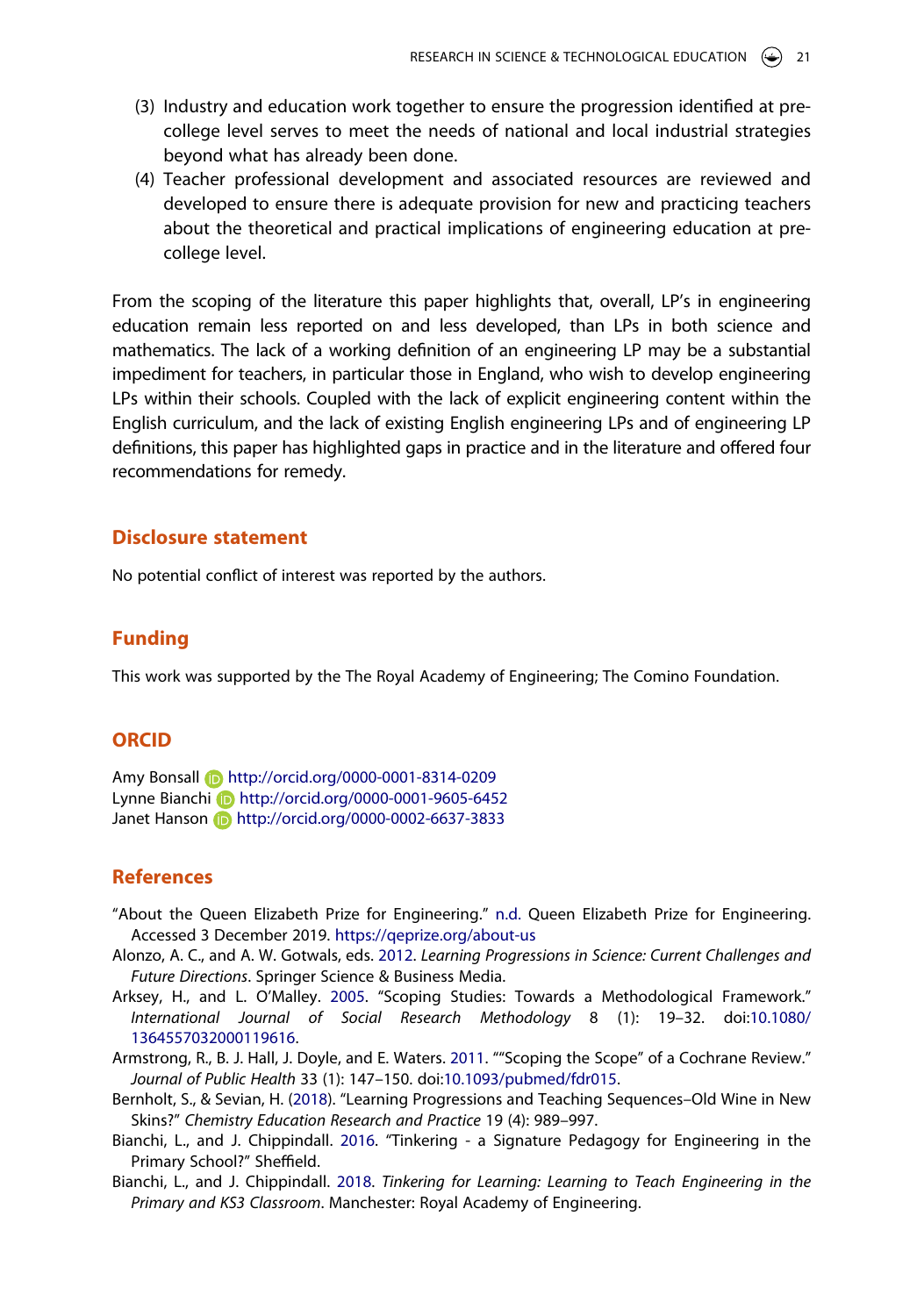(3) Industry and education work together to ensure the progression identified at pre-college level serves to meet the needs of national and local industrial strategies beyond what has already been done.
(4) Teacher professional development and associated resources are reviewed and developed to ensure there is adequate provision for new and practicing teachers about the theoretical and practical implications of engineering education at pre-college level.

From the scoping of the literature this paper highlights that, overall, LP's in engineering education remain less reported on and less developed, than LPs in both science and mathematics. The lack of a working definition of an engineering LP may be a substantial impediment for teachers, in particular those in England, who wish to develop engineering LPs within their schools. Coupled with the lack of explicit engineering content within the English curriculum, and the lack of existing English engineering LPs and of engineering LP definitions, this paper has highlighted gaps in practice and in the literature and offered four recommendations for remedy.

## Disclosure statement

No potential conflict of interest was reported by the authors.

## Funding

This work was supported by the The Royal Academy of Engineering; The Comino Foundation.

## ORCID

Amy Bonsall http://orcid.org/0000-0001-8314-0209
Lynne Bianchi http://orcid.org/0000-0001-9605-6452
Janet Hanson http://orcid.org/0000-0002-6637-3833

## References

"About the Queen Elizabeth Prize for Engineering." n.d. Queen Elizabeth Prize for Engineering. Accessed 3 December 2019. https://qeprize.org/about-us

Alonzo, A. C., and A. W. Gotwals, eds. 2012. *Learning Progressions in Science: Current Challenges and Future Directions*. Springer Science & Business Media.

Arksey, H., and L. O'Malley. 2005. "Scoping Studies: Towards a Methodological Framework." *International Journal of Social Research Methodology* 8 (1): 19–32. doi:10.1080/1364557032000119616.

Armstrong, R., B. J. Hall, J. Doyle, and E. Waters. 2011. ""Scoping the Scope" of a Cochrane Review." *Journal of Public Health* 33 (1): 147–150. doi:10.1093/pubmed/fdr015.

Bernholt, S., & Sevian, H. (2018). "Learning Progressions and Teaching Sequences–Old Wine in New Skins?" *Chemistry Education Research and Practice* 19 (4): 989–997.

Bianchi, L., and J. Chippindall. 2016. "Tinkering - a Signature Pedagogy for Engineering in the Primary School?" Sheffield.

Bianchi, L., and J. Chippindall. 2018. *Tinkering for Learning: Learning to Teach Engineering in the Primary and KS3 Classroom*. Manchester: Royal Academy of Engineering.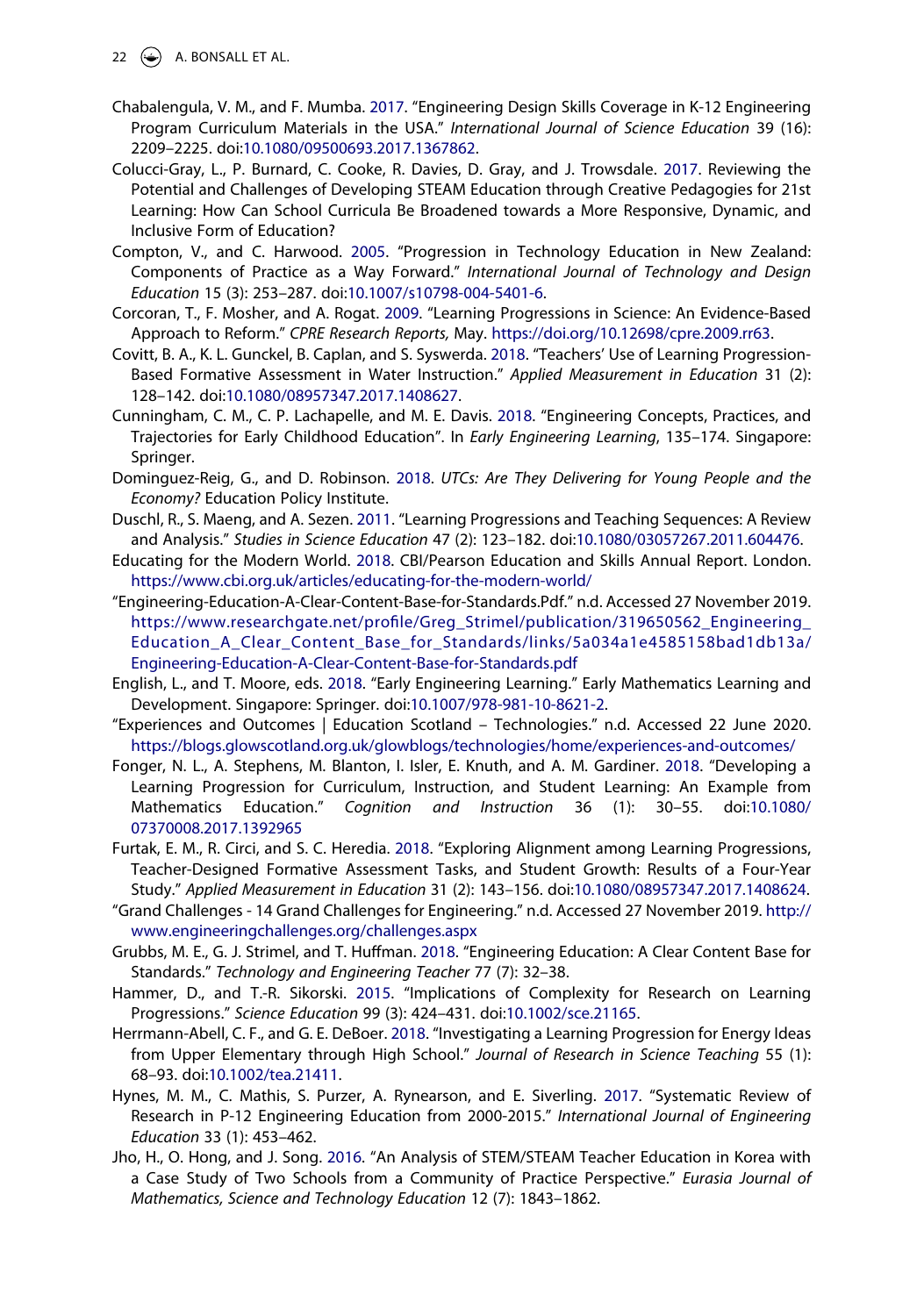Chabalengula, V. M., and F. Mumba. 2017. "Engineering Design Skills Coverage in K-12 Engineering Program Curriculum Materials in the USA." *International Journal of Science Education* 39 (16): 2209–2225. doi:10.1080/09500693.2017.1367862.

Colucci-Gray, L., P. Burnard, C. Cooke, R. Davies, D. Gray, and J. Trowsdale. 2017. Reviewing the Potential and Challenges of Developing STEAM Education through Creative Pedagogies for 21st Learning: How Can School Curricula Be Broadened towards a More Responsive, Dynamic, and Inclusive Form of Education?

Compton, V., and C. Harwood. 2005. "Progression in Technology Education in New Zealand: Components of Practice as a Way Forward." *International Journal of Technology and Design Education* 15 (3): 253–287. doi:10.1007/s10798-004-5401-6.

Corcoran, T., F. Mosher, and A. Rogat. 2009. "Learning Progressions in Science: An Evidence-Based Approach to Reform." *CPRE Research Reports,* May. https://doi.org/10.12698/cpre.2009.rr63.

Covitt, B. A., K. L. Gunckel, B. Caplan, and S. Syswerda. 2018. "Teachers' Use of Learning Progression-Based Formative Assessment in Water Instruction." *Applied Measurement in Education* 31 (2): 128–142. doi:10.1080/08957347.2017.1408627.

Cunningham, C. M., C. P. Lachapelle, and M. E. Davis. 2018. "Engineering Concepts, Practices, and Trajectories for Early Childhood Education". In *Early Engineering Learning*, 135–174. Singapore: Springer.

Dominguez-Reig, G., and D. Robinson. 2018. *UTCs: Are They Delivering for Young People and the Economy?* Education Policy Institute.

Duschl, R., S. Maeng, and A. Sezen. 2011. "Learning Progressions and Teaching Sequences: A Review and Analysis." *Studies in Science Education* 47 (2): 123–182. doi:10.1080/03057267.2011.604476.

Educating for the Modern World. 2018. CBI/Pearson Education and Skills Annual Report. London. https://www.cbi.org.uk/articles/educating-for-the-modern-world/

"Engineering-Education-A-Clear-Content-Base-for-Standards.Pdf." n.d. Accessed 27 November 2019. https://www.researchgate.net/profile/Greg_Strimel/publication/319650562_Engineering_Education_A_Clear_Content_Base_for_Standards/links/5a034a1e4585158bad1db13a/Engineering-Education-A-Clear-Content-Base-for-Standards.pdf

English, L., and T. Moore, eds. 2018. "Early Engineering Learning." Early Mathematics Learning and Development. Singapore: Springer. doi:10.1007/978-981-10-8621-2.

"Experiences and Outcomes | Education Scotland – Technologies." n.d. Accessed 22 June 2020. https://blogs.glowscotland.org.uk/glowblogs/technologies/home/experiences-and-outcomes/

Fonger, N. L., A. Stephens, M. Blanton, I. Isler, E. Knuth, and A. M. Gardiner. 2018. "Developing a Learning Progression for Curriculum, Instruction, and Student Learning: An Example from Mathematics Education." *Cognition and Instruction* 36 (1): 30–55. doi:10.1080/07370008.2017.1392965

Furtak, E. M., R. Circi, and S. C. Heredia. 2018. "Exploring Alignment among Learning Progressions, Teacher-Designed Formative Assessment Tasks, and Student Growth: Results of a Four-Year Study." *Applied Measurement in Education* 31 (2): 143–156. doi:10.1080/08957347.2017.1408624.

"Grand Challenges - 14 Grand Challenges for Engineering." n.d. Accessed 27 November 2019. http://www.engineeringchallenges.org/challenges.aspx

Grubbs, M. E., G. J. Strimel, and T. Huffman. 2018. "Engineering Education: A Clear Content Base for Standards." *Technology and Engineering Teacher* 77 (7): 32–38.

Hammer, D., and T.-R. Sikorski. 2015. "Implications of Complexity for Research on Learning Progressions." *Science Education* 99 (3): 424–431. doi:10.1002/sce.21165.

Herrmann-Abell, C. F., and G. E. DeBoer. 2018. "Investigating a Learning Progression for Energy Ideas from Upper Elementary through High School." *Journal of Research in Science Teaching* 55 (1): 68–93. doi:10.1002/tea.21411.

Hynes, M. M., C. Mathis, S. Purzer, A. Rynearson, and E. Siverling. 2017. "Systematic Review of Research in P-12 Engineering Education from 2000-2015." *International Journal of Engineering Education* 33 (1): 453–462.

Jho, H., O. Hong, and J. Song. 2016. "An Analysis of STEM/STEAM Teacher Education in Korea with a Case Study of Two Schools from a Community of Practice Perspective." *Eurasia Journal of Mathematics, Science and Technology Education* 12 (7): 1843–1862.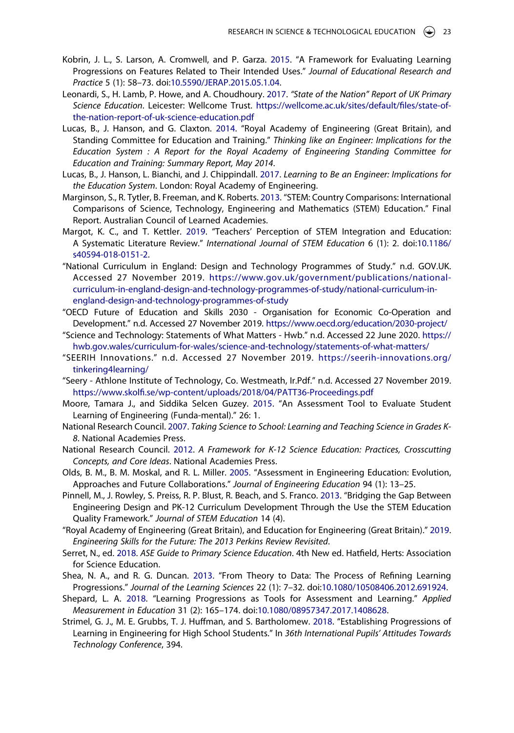Kobrin, J. L., S. Larson, A. Cromwell, and P. Garza. 2015. "A Framework for Evaluating Learning Progressions on Features Related to Their Intended Uses." *Journal of Educational Research and Practice* 5 (1): 58–73. doi:10.5590/JERAP.2015.05.1.04.

Leonardi, S., H. Lamb, P. Howe, and A. Choudhoury. 2017. *"State of the Nation" Report of UK Primary Science Education*. Leicester: Wellcome Trust. https://wellcome.ac.uk/sites/default/files/state-of-the-nation-report-of-uk-science-education.pdf

Lucas, B., J. Hanson, and G. Claxton. 2014. "Royal Academy of Engineering (Great Britain), and Standing Committee for Education and Training." *Thinking like an Engineer: Implications for the Education System : A Report for the Royal Academy of Engineering Standing Committee for Education and Training: Summary Report, May 2014*.

Lucas, B., J. Hanson, L. Bianchi, and J. Chippindall. 2017. *Learning to Be an Engineer: Implications for the Education System*. London: Royal Academy of Engineering.

Marginson, S., R. Tytler, B. Freeman, and K. Roberts. 2013. "STEM: Country Comparisons: International Comparisons of Science, Technology, Engineering and Mathematics (STEM) Education." Final Report. Australian Council of Learned Academies.

Margot, K. C., and T. Kettler. 2019. "Teachers' Perception of STEM Integration and Education: A Systematic Literature Review." *International Journal of STEM Education* 6 (1): 2. doi:10.1186/s40594-018-0151-2.

"National Curriculum in England: Design and Technology Programmes of Study." n.d. GOV.UK. Accessed 27 November 2019. https://www.gov.uk/government/publications/national-curriculum-in-england-design-and-technology-programmes-of-study/national-curriculum-in-england-design-and-technology-programmes-of-study

"OECD Future of Education and Skills 2030 - Organisation for Economic Co-Operation and Development." n.d. Accessed 27 November 2019. https://www.oecd.org/education/2030-project/

"Science and Technology: Statements of What Matters - Hwb." n.d. Accessed 22 June 2020. https://hwb.gov.wales/curriculum-for-wales/science-and-technology/statements-of-what-matters/

"SEERIH Innovations." n.d. Accessed 27 November 2019. https://seerih-innovations.org/tinkering4learning/

"Seery - Athlone Institute of Technology, Co. Westmeath, Ir.Pdf." n.d. Accessed 27 November 2019. https://www.skolfi.se/wp-content/uploads/2018/04/PATT36-Proceedings.pdf

Moore, Tamara J., and Siddika Selcen Guzey. 2015. "An Assessment Tool to Evaluate Student Learning of Engineering (Funda-mental)." 26: 1.

National Research Council. 2007. *Taking Science to School: Learning and Teaching Science in Grades K-8*. National Academies Press.

National Research Council. 2012. *A Framework for K-12 Science Education: Practices, Crosscutting Concepts, and Core Ideas*. National Academies Press.

Olds, B. M., B. M. Moskal, and R. L. Miller. 2005. "Assessment in Engineering Education: Evolution, Approaches and Future Collaborations." *Journal of Engineering Education* 94 (1): 13–25.

Pinnell, M., J. Rowley, S. Preiss, R. P. Blust, R. Beach, and S. Franco. 2013. "Bridging the Gap Between Engineering Design and PK-12 Curriculum Development Through the Use the STEM Education Quality Framework." *Journal of STEM Education* 14 (4).

"Royal Academy of Engineering (Great Britain), and Education for Engineering (Great Britain)." 2019. *Engineering Skills for the Future: The 2013 Perkins Review Revisited*.

Serret, N., ed. 2018. *ASE Guide to Primary Science Education*. 4th New ed. Hatfield, Herts: Association for Science Education.

Shea, N. A., and R. G. Duncan. 2013. "From Theory to Data: The Process of Refining Learning Progressions." *Journal of the Learning Sciences* 22 (1): 7–32. doi:10.1080/10508406.2012.691924.

Shepard, L. A. 2018. "Learning Progressions as Tools for Assessment and Learning." *Applied Measurement in Education* 31 (2): 165–174. doi:10.1080/08957347.2017.1408628.

Strimel, G. J., M. E. Grubbs, T. J. Huffman, and S. Bartholomew. 2018. "Establishing Progressions of Learning in Engineering for High School Students." In *36th International Pupils' Attitudes Towards Technology Conference*, 394.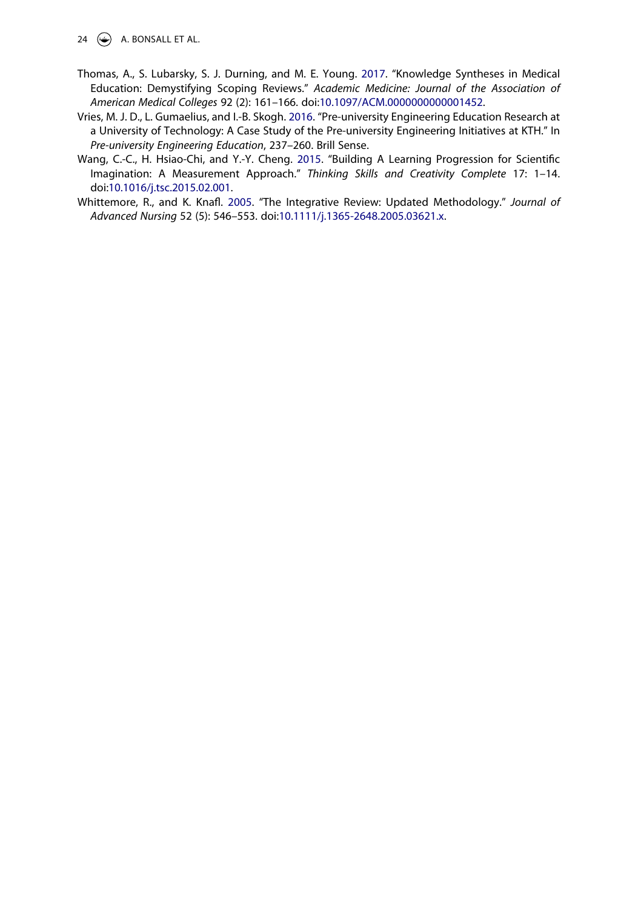Thomas, A., S. Lubarsky, S. J. Durning, and M. E. Young. 2017. "Knowledge Syntheses in Medical Education: Demystifying Scoping Reviews." *Academic Medicine: Journal of the Association of American Medical Colleges* 92 (2): 161–166. doi:10.1097/ACM.0000000000001452.

Vries, M. J. D., L. Gumaelius, and I.-B. Skogh. 2016. "Pre-university Engineering Education Research at a University of Technology: A Case Study of the Pre-university Engineering Initiatives at KTH." In *Pre-university Engineering Education*, 237–260. Brill Sense.

Wang, C.-C., H. Hsiao-Chi, and Y.-Y. Cheng. 2015. "Building A Learning Progression for Scientific Imagination: A Measurement Approach." *Thinking Skills and Creativity Complete* 17: 1–14. doi:10.1016/j.tsc.2015.02.001.

Whittemore, R., and K. Knafl. 2005. "The Integrative Review: Updated Methodology." *Journal of Advanced Nursing* 52 (5): 546–553. doi:10.1111/j.1365-2648.2005.03621.x.